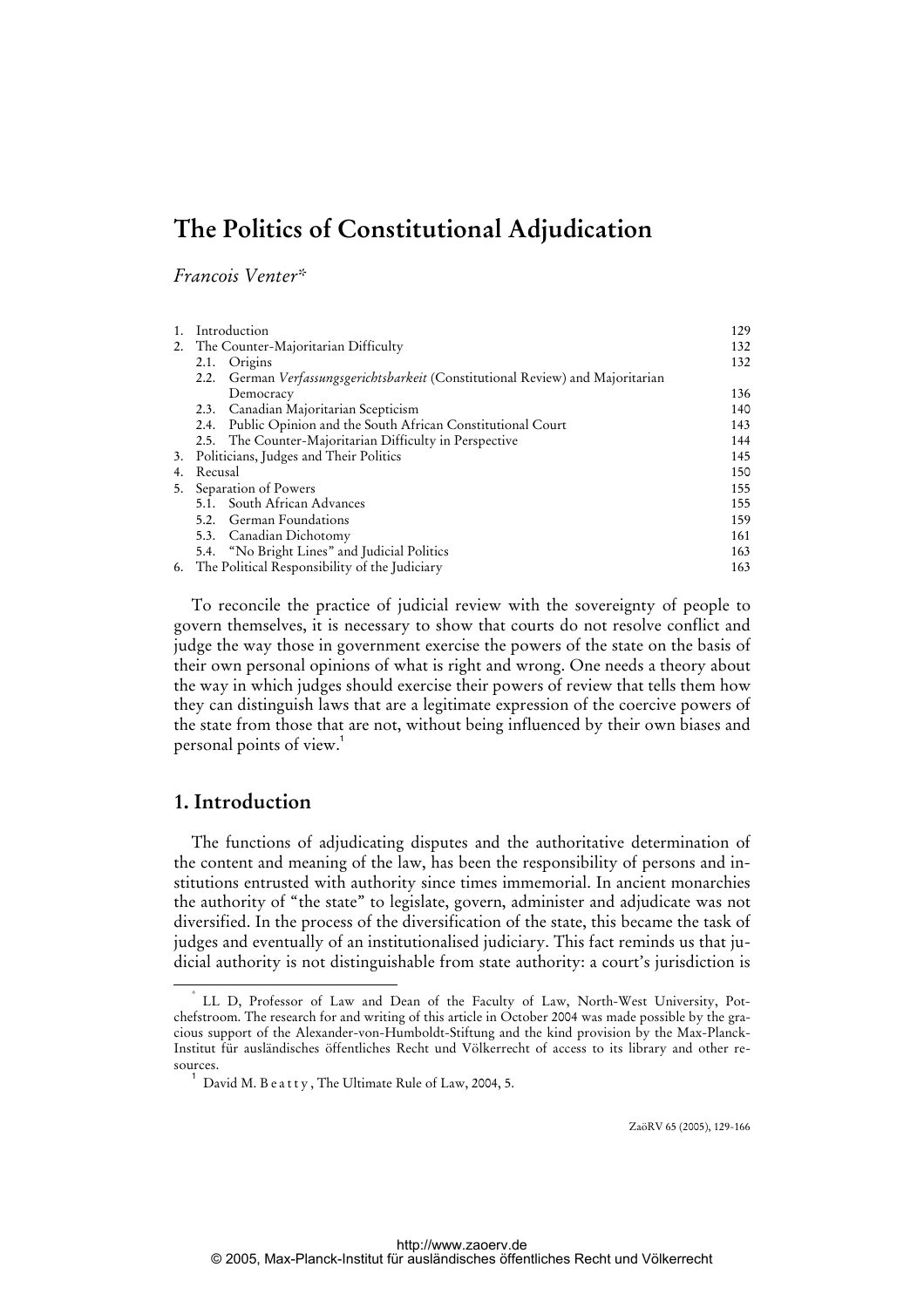# The Politics of Constitutional Adjudication

*Francois Venter*[*]

| | | |
|---|---|---|
| 1. | Introduction | 129 |
| 2. | The Counter-Majoritarian Difficulty | 132 |
| | 2.1. Origins | 132 |
| | 2.2. German *Verfassungsgerichtsbarkeit* (Constitutional Review) and Majoritarian Democracy | 136 |
| | 2.3. Canadian Majoritarian Scepticism | 140 |
| | 2.4. Public Opinion and the South African Constitutional Court | 143 |
| | 2.5. The Counter-Majoritarian Difficulty in Perspective | 144 |
| 3. | Politicians, Judges and Their Politics | 145 |
| 4. | Recusal | 150 |
| 5. | Separation of Powers | 155 |
| | 5.1. South African Advances | 155 |
| | 5.2. German Foundations | 159 |
| | 5.3. Canadian Dichotomy | 161 |
| | 5.4. "No Bright Lines" and Judicial Politics | 163 |
| 6. | The Political Responsibility of the Judiciary | 163 |

To reconcile the practice of judicial review with the sovereignty of people to govern themselves, it is necessary to show that courts do not resolve conflict and judge the way those in government exercise the powers of the state on the basis of their own personal opinions of what is right and wrong. One needs a theory about the way in which judges should exercise their powers of review that tells them how they can distinguish laws that are a legitimate expression of the coercive powers of the state from those that are not, without being influenced by their own biases and personal points of view.[1]

## 1. Introduction

The functions of adjudicating disputes and the authoritative determination of the content and meaning of the law, has been the responsibility of persons and institutions entrusted with authority since times immemorial. In ancient monarchies the authority of "the state" to legislate, govern, administer and adjudicate was not diversified. In the process of the diversification of the state, this became the task of judges and eventually of an institutionalised judiciary. This fact reminds us that judicial authority is not distinguishable from state authority: a court's jurisdiction is

---

[*] LL D, Professor of Law and Dean of the Faculty of Law, North-West University, Potchefstroom. The research for and writing of this article in October 2004 was made possible by the gracious support of the Alexander-von-Humboldt-Stiftung and the kind provision by the Max-Planck-Institut für ausländisches öffentliches Recht und Völkerrecht of access to its library and other resources.

[1] David M. Beatty, The Ultimate Rule of Law, 2004, 5.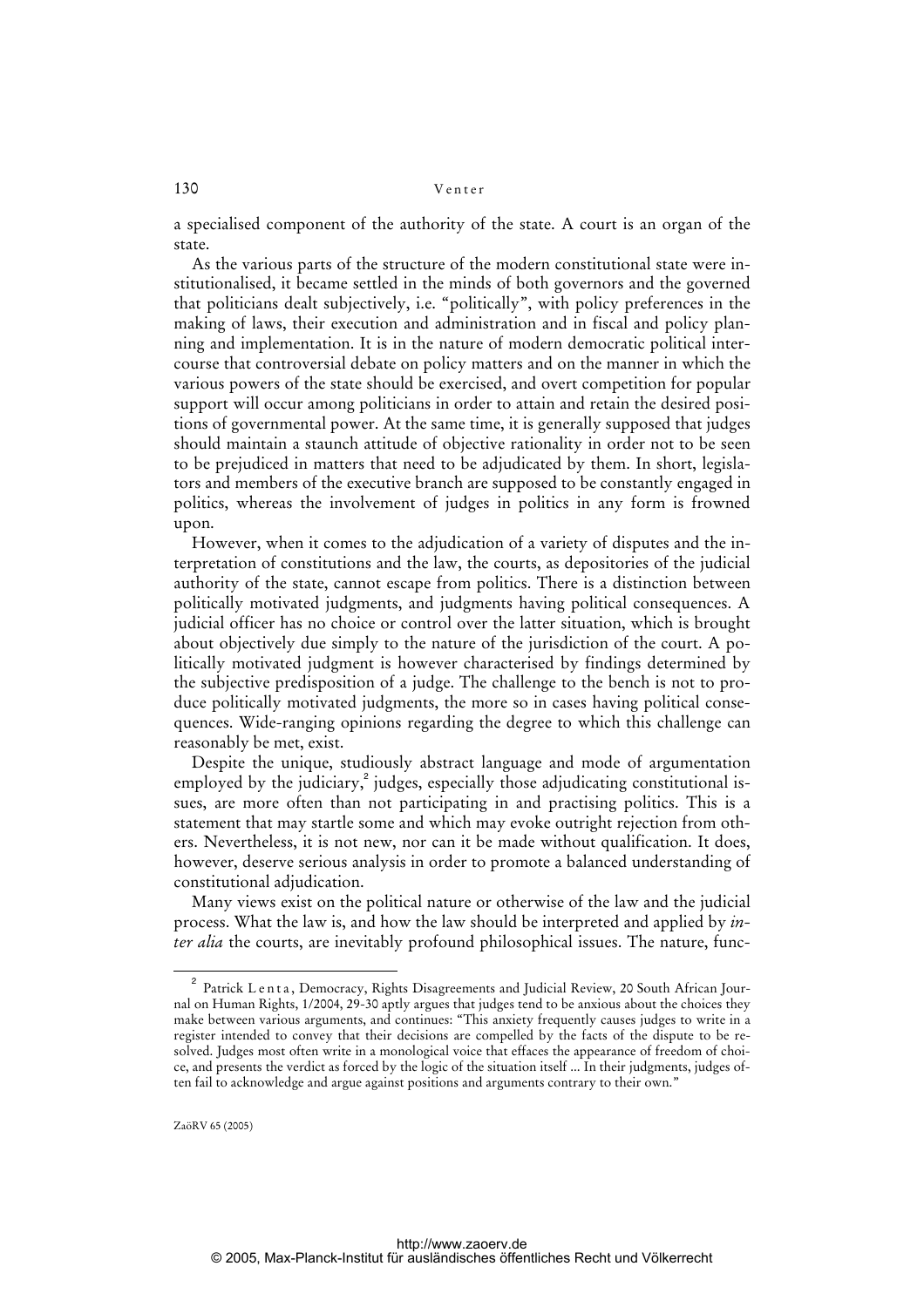a specialised component of the authority of the state. A court is an organ of the state.

As the various parts of the structure of the modern constitutional state were institutionalised, it became settled in the minds of both governors and the governed that politicians dealt subjectively, i.e. "politically", with policy preferences in the making of laws, their execution and administration and in fiscal and policy planning and implementation. It is in the nature of modern democratic political intercourse that controversial debate on policy matters and on the manner in which the various powers of the state should be exercised, and overt competition for popular support will occur among politicians in order to attain and retain the desired positions of governmental power. At the same time, it is generally supposed that judges should maintain a staunch attitude of objective rationality in order not to be seen to be prejudiced in matters that need to be adjudicated by them. In short, legislators and members of the executive branch are supposed to be constantly engaged in politics, whereas the involvement of judges in politics in any form is frowned upon.

However, when it comes to the adjudication of a variety of disputes and the interpretation of constitutions and the law, the courts, as depositories of the judicial authority of the state, cannot escape from politics. There is a distinction between politically motivated judgments, and judgments having political consequences. A judicial officer has no choice or control over the latter situation, which is brought about objectively due simply to the nature of the jurisdiction of the court. A politically motivated judgment is however characterised by findings determined by the subjective predisposition of a judge. The challenge to the bench is not to produce politically motivated judgments, the more so in cases having political consequences. Wide-ranging opinions regarding the degree to which this challenge can reasonably be met, exist.

Despite the unique, studiously abstract language and mode of argumentation employed by the judiciary,[2] judges, especially those adjudicating constitutional issues, are more often than not participating in and practising politics. This is a statement that may startle some and which may evoke outright rejection from others. Nevertheless, it is not new, nor can it be made without qualification. It does, however, deserve serious analysis in order to promote a balanced understanding of constitutional adjudication.

Many views exist on the political nature or otherwise of the law and the judicial process. What the law is, and how the law should be interpreted and applied by *inter alia* the courts, are inevitably profound philosophical issues. The nature, func-

---

[2] Patrick Lenta, Democracy, Rights Disagreements and Judicial Review, 20 South African Journal on Human Rights, 1/2004, 29-30 aptly argues that judges tend to be anxious about the choices they make between various arguments, and continues: "This anxiety frequently causes judges to write in a register intended to convey that their decisions are compelled by the facts of the dispute to be resolved. Judges most often write in a monological voice that effaces the appearance of freedom of choice, and presents the verdict as forced by the logic of the situation itself ... In their judgments, judges often fail to acknowledge and argue against positions and arguments contrary to their own."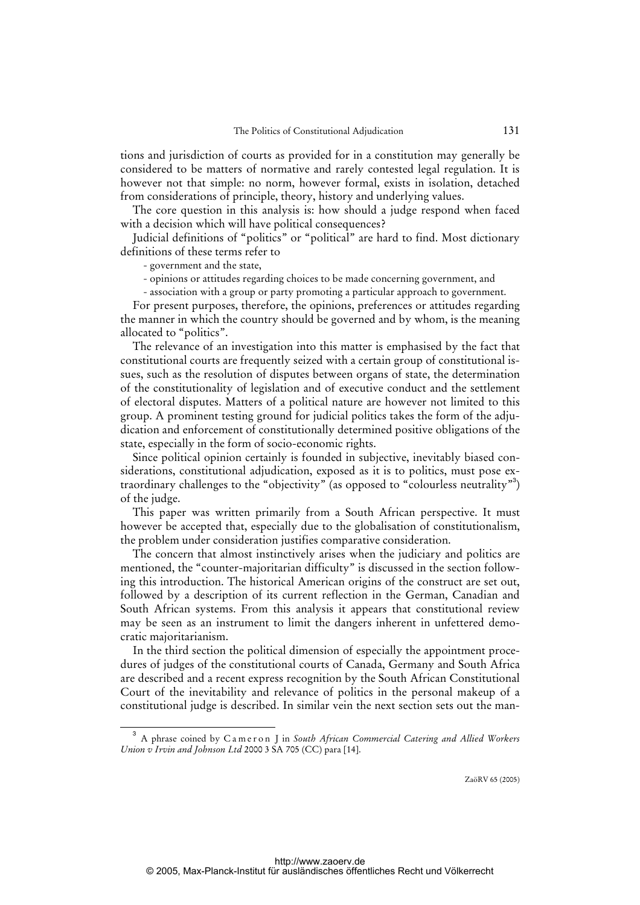tions and jurisdiction of courts as provided for in a constitution may generally be considered to be matters of normative and rarely contested legal regulation. It is however not that simple: no norm, however formal, exists in isolation, detached from considerations of principle, theory, history and underlying values.

The core question in this analysis is: how should a judge respond when faced with a decision which will have political consequences?

Judicial definitions of "politics" or "political" are hard to find. Most dictionary definitions of these terms refer to

- government and the state,
- opinions or attitudes regarding choices to be made concerning government, and
- association with a group or party promoting a particular approach to government.

For present purposes, therefore, the opinions, preferences or attitudes regarding the manner in which the country should be governed and by whom, is the meaning allocated to "politics".

The relevance of an investigation into this matter is emphasised by the fact that constitutional courts are frequently seized with a certain group of constitutional issues, such as the resolution of disputes between organs of state, the determination of the constitutionality of legislation and of executive conduct and the settlement of electoral disputes. Matters of a political nature are however not limited to this group. A prominent testing ground for judicial politics takes the form of the adjudication and enforcement of constitutionally determined positive obligations of the state, especially in the form of socio-economic rights.

Since political opinion certainly is founded in subjective, inevitably biased considerations, constitutional adjudication, exposed as it is to politics, must pose extraordinary challenges to the "objectivity" (as opposed to "colourless neutrality"[3]) of the judge.

This paper was written primarily from a South African perspective. It must however be accepted that, especially due to the globalisation of constitutionalism, the problem under consideration justifies comparative consideration.

The concern that almost instinctively arises when the judiciary and politics are mentioned, the "counter-majoritarian difficulty" is discussed in the section following this introduction. The historical American origins of the construct are set out, followed by a description of its current reflection in the German, Canadian and South African systems. From this analysis it appears that constitutional review may be seen as an instrument to limit the dangers inherent in unfettered democratic majoritarianism.

In the third section the political dimension of especially the appointment procedures of judges of the constitutional courts of Canada, Germany and South Africa are described and a recent express recognition by the South African Constitutional Court of the inevitability and relevance of politics in the personal makeup of a constitutional judge is described. In similar vein the next section sets out the man-

[3] A phrase coined by Cameron J in *South African Commercial Catering and Allied Workers Union v Irvin and Johnson Ltd* 2000 3 SA 705 (CC) para [14].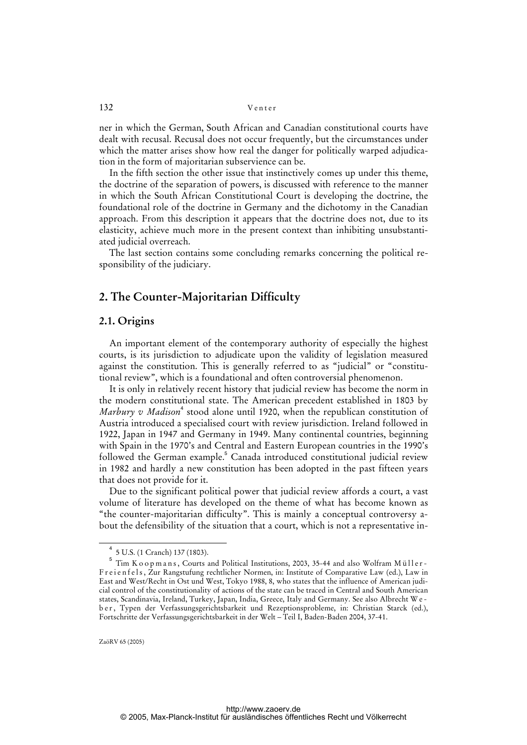ner in which the German, South African and Canadian constitutional courts have dealt with recusal. Recusal does not occur frequently, but the circumstances under which the matter arises show how real the danger for politically warped adjudication in the form of majoritarian subservience can be.

In the fifth section the other issue that instinctively comes up under this theme, the doctrine of the separation of powers, is discussed with reference to the manner in which the South African Constitutional Court is developing the doctrine, the foundational role of the doctrine in Germany and the dichotomy in the Canadian approach. From this description it appears that the doctrine does not, due to its elasticity, achieve much more in the present context than inhibiting unsubstantiated judicial overreach.

The last section contains some concluding remarks concerning the political responsibility of the judiciary.

## 2. The Counter-Majoritarian Difficulty

### 2.1. Origins

An important element of the contemporary authority of especially the highest courts, is its jurisdiction to adjudicate upon the validity of legislation measured against the constitution. This is generally referred to as "judicial" or "constitutional review", which is a foundational and often controversial phenomenon.

It is only in relatively recent history that judicial review has become the norm in the modern constitutional state. The American precedent established in 1803 by *Marbury v Madison*[4] stood alone until 1920, when the republican constitution of Austria introduced a specialised court with review jurisdiction. Ireland followed in 1922, Japan in 1947 and Germany in 1949. Many continental countries, beginning with Spain in the 1970's and Central and Eastern European countries in the 1990's followed the German example.[5] Canada introduced constitutional judicial review in 1982 and hardly a new constitution has been adopted in the past fifteen years that does not provide for it.

Due to the significant political power that judicial review affords a court, a vast volume of literature has developed on the theme of what has become known as "the counter-majoritarian difficulty". This is mainly a conceptual controversy about the defensibility of the situation that a court, which is not a representative in-

---

[4] 5 U.S. (1 Cranch) 137 (1803).

[5] Tim Koopmans, Courts and Political Institutions, 2003, 35-44 and also Wolfram Müller-Freienfels, Zur Rangstufung rechtlicher Normen, in: Institute of Comparative Law (ed.), Law in East and West/Recht in Ost und West, Tokyo 1988, 8, who states that the influence of American judicial control of the constitutionality of actions of the state can be traced in Central and South American states, Scandinavia, Ireland, Turkey, Japan, India, Greece, Italy and Germany. See also Albrecht Weber, Typen der Verfassungsgerichtsbarkeit und Rezeptionsprobleme, in: Christian Starck (ed.), Fortschritte der Verfassungsgerichtsbarkeit in der Welt – Teil I, Baden-Baden 2004, 37-41.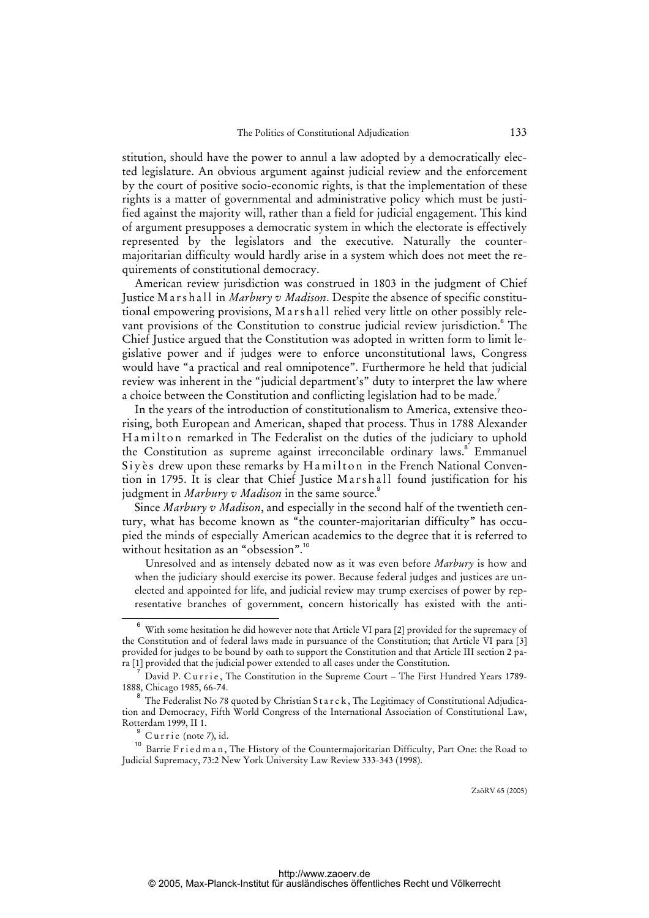stitution, should have the power to annul a law adopted by a democratically elected legislature. An obvious argument against judicial review and the enforcement by the court of positive socio-economic rights, is that the implementation of these rights is a matter of governmental and administrative policy which must be justified against the majority will, rather than a field for judicial engagement. This kind of argument presupposes a democratic system in which the electorate is effectively represented by the legislators and the executive. Naturally the counter-majoritarian difficulty would hardly arise in a system which does not meet the requirements of constitutional democracy.

American review jurisdiction was construed in 1803 in the judgment of Chief Justice Marshall in *Marbury v Madison*. Despite the absence of specific constitutional empowering provisions, Marshall relied very little on other possibly relevant provisions of the Constitution to construe judicial review jurisdiction.[6] The Chief Justice argued that the Constitution was adopted in written form to limit legislative power and if judges were to enforce unconstitutional laws, Congress would have "a practical and real omnipotence". Furthermore he held that judicial review was inherent in the "judicial department's" duty to interpret the law where a choice between the Constitution and conflicting legislation had to be made.[7]

In the years of the introduction of constitutionalism to America, extensive theorising, both European and American, shaped that process. Thus in 1788 Alexander Hamilton remarked in The Federalist on the duties of the judiciary to uphold the Constitution as supreme against irreconcilable ordinary laws.[8] Emmanuel Siyès drew upon these remarks by Hamilton in the French National Convention in 1795. It is clear that Chief Justice Marshall found justification for his judgment in *Marbury v Madison* in the same source.[9]

Since *Marbury v Madison*, and especially in the second half of the twentieth century, what has become known as "the counter-majoritarian difficulty" has occupied the minds of especially American academics to the degree that it is referred to without hesitation as an "obsession".[10]

> Unresolved and as intensely debated now as it was even before *Marbury* is how and when the judiciary should exercise its power. Because federal judges and justices are unelected and appointed for life, and judicial review may trump exercises of power by representative branches of government, concern historically has existed with the anti-

---

[6] With some hesitation he did however note that Article VI para [2] provided for the supremacy of the Constitution and of federal laws made in pursuance of the Constitution; that Article VI para [3] provided for judges to be bound by oath to support the Constitution and that Article III section 2 para [1] provided that the judicial power extended to all cases under the Constitution.

[7] David P. Currie, The Constitution in the Supreme Court – The First Hundred Years 1789-1888, Chicago 1985, 66-74.

[8] The Federalist No 78 quoted by Christian Starck, The Legitimacy of Constitutional Adjudication and Democracy, Fifth World Congress of the International Association of Constitutional Law, Rotterdam 1999, II 1.

[9] Currie (note 7), id.

[10] Barrie Friedman, The History of the Countermajoritarian Difficulty, Part One: the Road to Judicial Supremacy, 73:2 New York University Law Review 333-343 (1998).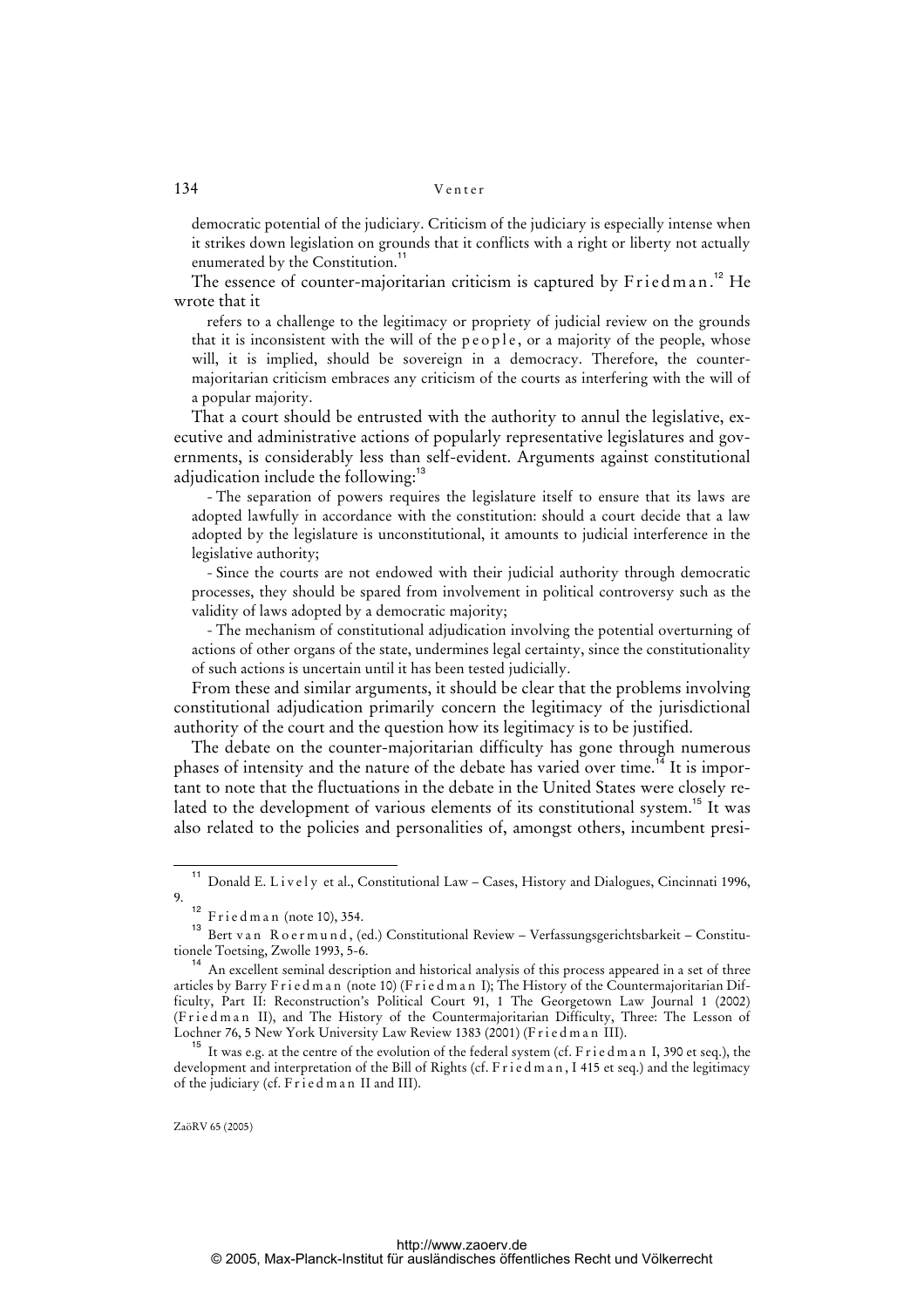democratic potential of the judiciary. Criticism of the judiciary is especially intense when it strikes down legislation on grounds that it conflicts with a right or liberty not actually enumerated by the Constitution.[11]

The essence of counter-majoritarian criticism is captured by Friedman.[12] He wrote that it

> refers to a challenge to the legitimacy or propriety of judicial review on the grounds that it is inconsistent with the will of the people, or a majority of the people, whose will, it is implied, should be sovereign in a democracy. Therefore, the counter-majoritarian criticism embraces any criticism of the courts as interfering with the will of a popular majority.

That a court should be entrusted with the authority to annul the legislative, executive and administrative actions of popularly representative legislatures and governments, is considerably less than self-evident. Arguments against constitutional adjudication include the following:[13]

> - The separation of powers requires the legislature itself to ensure that its laws are adopted lawfully in accordance with the constitution: should a court decide that a law adopted by the legislature is unconstitutional, it amounts to judicial interference in the legislative authority;
>
> - Since the courts are not endowed with their judicial authority through democratic processes, they should be spared from involvement in political controversy such as the validity of laws adopted by a democratic majority;
>
> - The mechanism of constitutional adjudication involving the potential overturning of actions of other organs of the state, undermines legal certainty, since the constitutionality of such actions is uncertain until it has been tested judicially.

From these and similar arguments, it should be clear that the problems involving constitutional adjudication primarily concern the legitimacy of the jurisdictional authority of the court and the question how its legitimacy is to be justified.

The debate on the counter-majoritarian difficulty has gone through numerous phases of intensity and the nature of the debate has varied over time.[14] It is important to note that the fluctuations in the debate in the United States were closely related to the development of various elements of its constitutional system.[15] It was also related to the policies and personalities of, amongst others, incumbent presi-

---

[11] Donald E. Lively et al., Constitutional Law – Cases, History and Dialogues, Cincinnati 1996, 9.

[12] Friedman (note 10), 354.

[13] Bert van Roermund, (ed.) Constitutional Review – Verfassungsgerichtsbarkeit – Constitutionele Toetsing, Zwolle 1993, 5-6.

[14] An excellent seminal description and historical analysis of this process appeared in a set of three articles by Barry Friedman (note 10) (Friedman I); The History of the Countermajoritarian Difficulty, Part II: Reconstruction's Political Court 91, 1 The Georgetown Law Journal 1 (2002) (Friedman II), and The History of the Countermajoritarian Difficulty, Three: The Lesson of Lochner 76, 5 New York University Law Review 1383 (2001) (Friedman III).

[15] It was e.g. at the centre of the evolution of the federal system (cf. Friedman I, 390 et seq.), the development and interpretation of the Bill of Rights (cf. Friedman, I 415 et seq.) and the legitimacy of the judiciary (cf. Friedman II and III).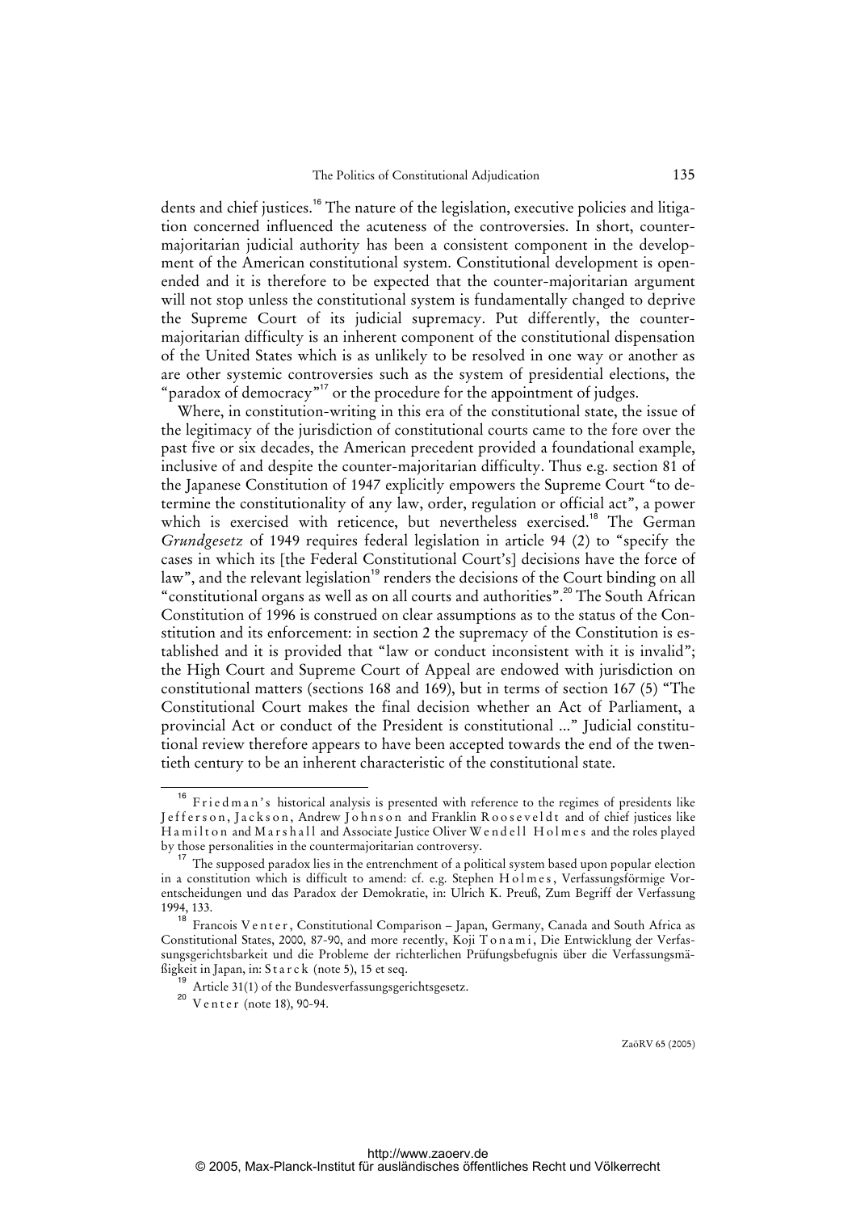dents and chief justices.[16] The nature of the legislation, executive policies and litigation concerned influenced the acuteness of the controversies. In short, counter-majoritarian judicial authority has been a consistent component in the development of the American constitutional system. Constitutional development is open-ended and it is therefore to be expected that the counter-majoritarian argument will not stop unless the constitutional system is fundamentally changed to deprive the Supreme Court of its judicial supremacy. Put differently, the counter-majoritarian difficulty is an inherent component of the constitutional dispensation of the United States which is as unlikely to be resolved in one way or another as are other systemic controversies such as the system of presidential elections, the "paradox of democracy"[17] or the procedure for the appointment of judges.

Where, in constitution-writing in this era of the constitutional state, the issue of the legitimacy of the jurisdiction of constitutional courts came to the fore over the past five or six decades, the American precedent provided a foundational example, inclusive of and despite the counter-majoritarian difficulty. Thus e.g. section 81 of the Japanese Constitution of 1947 explicitly empowers the Supreme Court "to determine the constitutionality of any law, order, regulation or official act", a power which is exercised with reticence, but nevertheless exercised.[18] The German *Grundgesetz* of 1949 requires federal legislation in article 94 (2) to "specify the cases in which its [the Federal Constitutional Court's] decisions have the force of law", and the relevant legislation[19] renders the decisions of the Court binding on all "constitutional organs as well as on all courts and authorities".[20] The South African Constitution of 1996 is construed on clear assumptions as to the status of the Constitution and its enforcement: in section 2 the supremacy of the Constitution is established and it is provided that "law or conduct inconsistent with it is invalid"; the High Court and Supreme Court of Appeal are endowed with jurisdiction on constitutional matters (sections 168 and 169), but in terms of section 167 (5) "The Constitutional Court makes the final decision whether an Act of Parliament, a provincial Act or conduct of the President is constitutional ..." Judicial constitutional review therefore appears to have been accepted towards the end of the twentieth century to be an inherent characteristic of the constitutional state.

---

[16] Friedman's historical analysis is presented with reference to the regimes of presidents like Jefferson, Jackson, Andrew Johnson and Franklin Rooseveldt and of chief justices like Hamilton and Marshall and Associate Justice Oliver Wendell Holmes and the roles played by those personalities in the countermajoritarian controversy.

[17] The supposed paradox lies in the entrenchment of a political system based upon popular election in a constitution which is difficult to amend: cf. e.g. Stephen Holmes, Verfassungsförmige Vorentscheidungen und das Paradox der Demokratie, in: Ulrich K. Preuß, Zum Begriff der Verfassung 1994, 133.

[18] Francois Venter, Constitutional Comparison – Japan, Germany, Canada and South Africa as Constitutional States, 2000, 87-90, and more recently, Koji Tonami, Die Entwicklung der Verfassungsgerichtsbarkeit und die Probleme der richterlichen Prüfungsbefugnis über die Verfassungsmäßigkeit in Japan, in: Starck (note 5), 15 et seq.

[19] Article 31(1) of the Bundesverfassungsgerichtsgesetz.

[20] Venter (note 18), 90-94.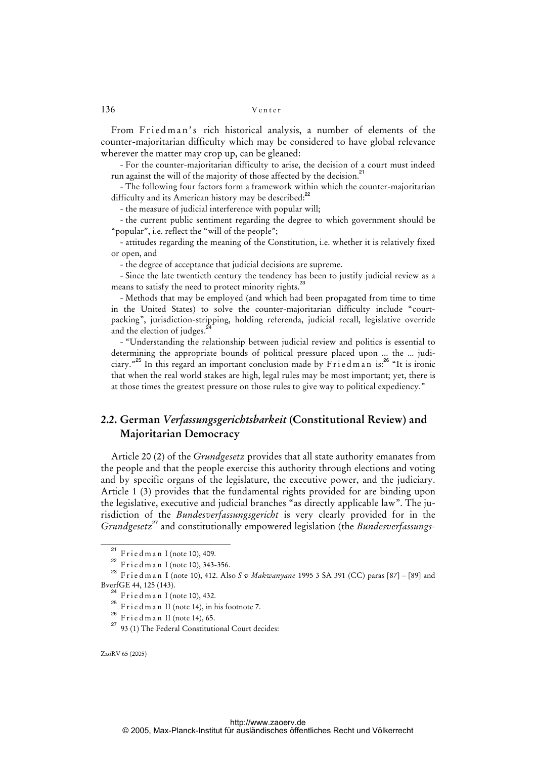From Friedman's rich historical analysis, a number of elements of the counter-majoritarian difficulty which may be considered to have global relevance wherever the matter may crop up, can be gleaned:

- For the counter-majoritarian difficulty to arise, the decision of a court must indeed run against the will of the majority of those affected by the decision.[21]

- The following four factors form a framework within which the counter-majoritarian difficulty and its American history may be described:[22]

  - the measure of judicial interference with popular will;

  - the current public sentiment regarding the degree to which government should be "popular", i.e. reflect the "will of the people";

  - attitudes regarding the meaning of the Constitution, i.e. whether it is relatively fixed or open, and

  - the degree of acceptance that judicial decisions are supreme.

- Since the late twentieth century the tendency has been to justify judicial review as a means to satisfy the need to protect minority rights.[23]

- Methods that may be employed (and which had been propagated from time to time in the United States) to solve the counter-majoritarian difficulty include "court-packing", jurisdiction-stripping, holding referenda, judicial recall, legislative override and the election of judges.[24]

- "Understanding the relationship between judicial review and politics is essential to determining the appropriate bounds of political pressure placed upon ... the ... judiciary."[25] In this regard an important conclusion made by Friedman is:[26] "It is ironic that when the real world stakes are high, legal rules may be most important; yet, there is at those times the greatest pressure on those rules to give way to political expediency."

## 2.2. German *Verfassungsgerichtsbarkeit* (Constitutional Review) and Majoritarian Democracy

Article 20 (2) of the *Grundgesetz* provides that all state authority emanates from the people and that the people exercise this authority through elections and voting and by specific organs of the legislature, the executive power, and the judiciary. Article 1 (3) provides that the fundamental rights provided for are binding upon the legislative, executive and judicial branches "as directly applicable law". The jurisdiction of the *Bundesverfassungsgericht* is very clearly provided for in the *Grundgesetz*[27] and constitutionally empowered legislation (the *Bundesverfassungs-*

---

[21] Friedman I (note 10), 409.

[22] Friedman I (note 10), 343-356.

[23] Friedman I (note 10), 412. Also *S v Makwanyane* 1995 3 SA 391 (CC) paras [87] – [89] and BverfGE 44, 125 (143).

[24] Friedman I (note 10), 432.

[25] Friedman II (note 14), in his footnote 7.

[26] Friedman II (note 14), 65.

[27] 93 (1) The Federal Constitutional Court decides: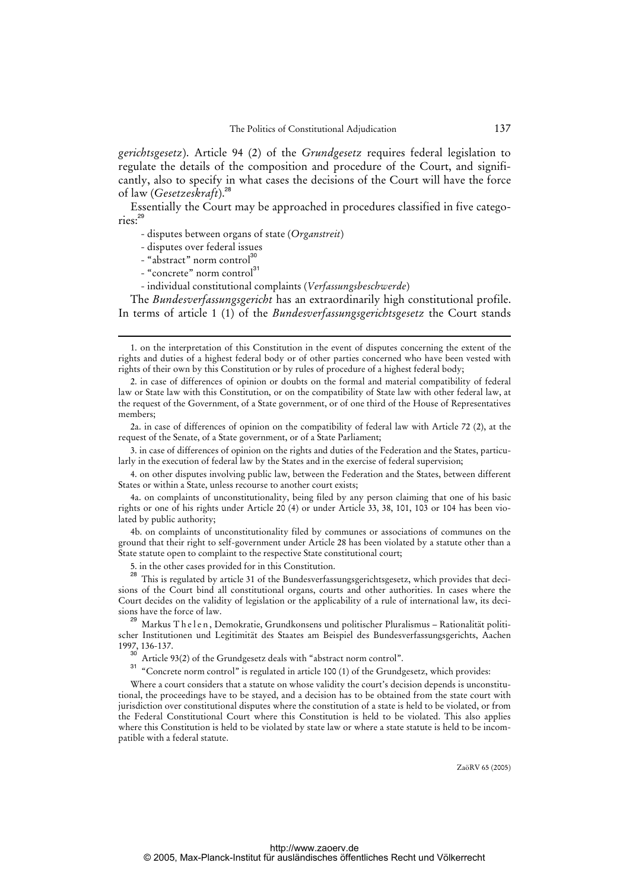*gerichtsgesetz*). Article 94 (2) of the *Grundgesetz* requires federal legislation to regulate the details of the composition and procedure of the Court, and significantly, also to specify in what cases the decisions of the Court will have the force of law (*Gesetzeskraft*).[28]

Essentially the Court may be approached in procedures classified in five categories:[29]

- disputes between organs of state (*Organstreit*)
- disputes over federal issues
- "abstract" norm control[30]
- "concrete" norm control[31]
- individual constitutional complaints (*Verfassungsbeschwerde*)

The *Bundesverfassungsgericht* has an extraordinarily high constitutional profile. In terms of article 1 (1) of the *Bundesverfassungsgerichtsgesetz* the Court stands

---

1. on the interpretation of this Constitution in the event of disputes concerning the extent of the rights and duties of a highest federal body or of other parties concerned who have been vested with rights of their own by this Constitution or by rules of procedure of a highest federal body;

2. in case of differences of opinion or doubts on the formal and material compatibility of federal law or State law with this Constitution, or on the compatibility of State law with other federal law, at the request of the Government, of a State government, or of one third of the House of Representatives members;

2a. in case of differences of opinion on the compatibility of federal law with Article 72 (2), at the request of the Senate, of a State government, or of a State Parliament;

3. in case of differences of opinion on the rights and duties of the Federation and the States, particularly in the execution of federal law by the States and in the exercise of federal supervision;

4. on other disputes involving public law, between the Federation and the States, between different States or within a State, unless recourse to another court exists;

4a. on complaints of unconstitutionality, being filed by any person claiming that one of his basic rights or one of his rights under Article 20 (4) or under Article 33, 38, 101, 103 or 104 has been violated by public authority;

4b. on complaints of unconstitutionality filed by communes or associations of communes on the ground that their right to self-government under Article 28 has been violated by a statute other than a State statute open to complaint to the respective State constitutional court;

5. in the other cases provided for in this Constitution.

[28] This is regulated by article 31 of the Bundesverfassungsgerichtsgesetz, which provides that decisions of the Court bind all constitutional organs, courts and other authorities. In cases where the Court decides on the validity of legislation or the applicability of a rule of international law, its decisions have the force of law.

[29] Markus Thelen, Demokratie, Grundkonsens und politischer Pluralismus – Rationalität politischer Institutionen und Legitimität des Staates am Beispiel des Bundesverfassungsgerichts, Aachen 1997, 136-137.

[30] Article 93(2) of the Grundgesetz deals with "abstract norm control".

[31] "Concrete norm control" is regulated in article 100 (1) of the Grundgesetz, which provides:

Where a court considers that a statute on whose validity the court's decision depends is unconstitutional, the proceedings have to be stayed, and a decision has to be obtained from the state court with jurisdiction over constitutional disputes where the constitution of a state is held to be violated, or from the Federal Constitutional Court where this Constitution is held to be violated. This also applies where this Constitution is held to be violated by state law or where a state statute is held to be incompatible with a federal statute.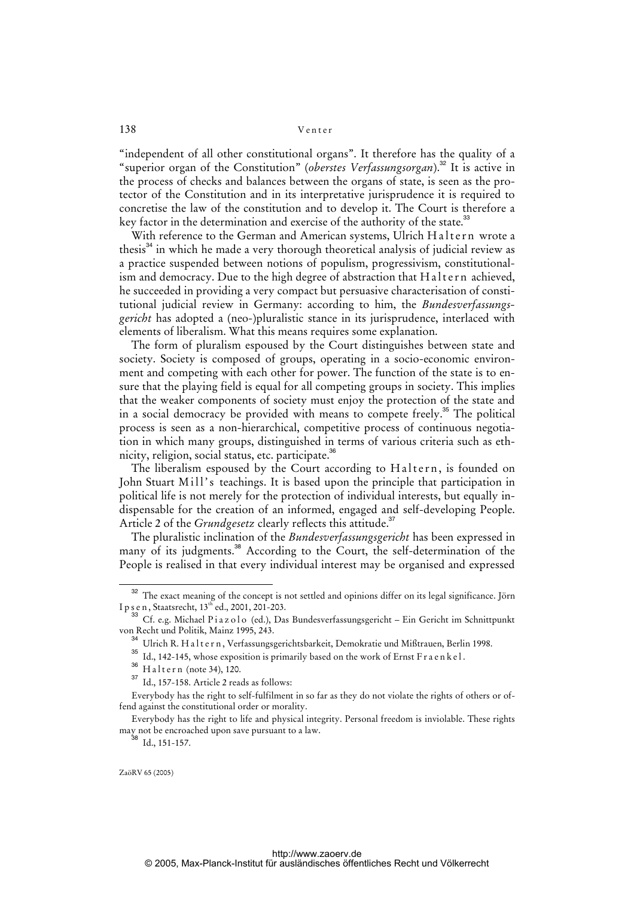"independent of all other constitutional organs". It therefore has the quality of a "superior organ of the Constitution" (*oberstes Verfassungsorgan*).[32] It is active in the process of checks and balances between the organs of state, is seen as the protector of the Constitution and in its interpretative jurisprudence it is required to concretise the law of the constitution and to develop it. The Court is therefore a key factor in the determination and exercise of the authority of the state.[33]

With reference to the German and American systems, Ulrich Haltern wrote a thesis[34] in which he made a very thorough theoretical analysis of judicial review as a practice suspended between notions of populism, progressivism, constitutionalism and democracy. Due to the high degree of abstraction that Haltern achieved, he succeeded in providing a very compact but persuasive characterisation of constitutional judicial review in Germany: according to him, the *Bundesverfassungsgericht* has adopted a (neo-)pluralistic stance in its jurisprudence, interlaced with elements of liberalism. What this means requires some explanation.

The form of pluralism espoused by the Court distinguishes between state and society. Society is composed of groups, operating in a socio-economic environment and competing with each other for power. The function of the state is to ensure that the playing field is equal for all competing groups in society. This implies that the weaker components of society must enjoy the protection of the state and in a social democracy be provided with means to compete freely.[35] The political process is seen as a non-hierarchical, competitive process of continuous negotiation in which many groups, distinguished in terms of various criteria such as ethnicity, religion, social status, etc. participate.[36]

The liberalism espoused by the Court according to Haltern, is founded on John Stuart Mill's teachings. It is based upon the principle that participation in political life is not merely for the protection of individual interests, but equally indispensable for the creation of an informed, engaged and self-developing People. Article 2 of the *Grundgesetz* clearly reflects this attitude.[37]

The pluralistic inclination of the *Bundesverfassungsgericht* has been expressed in many of its judgments.[38] According to the Court, the self-determination of the People is realised in that every individual interest may be organised and expressed

---

[32] The exact meaning of the concept is not settled and opinions differ on its legal significance. Jörn Ipsen, Staatsrecht, 13th ed., 2001, 201-203.

[33] Cf. e.g. Michael Piazolo (ed.), Das Bundesverfassungsgericht – Ein Gericht im Schnittpunkt von Recht und Politik, Mainz 1995, 243.

[34] Ulrich R. Haltern, Verfassungsgerichtsbarkeit, Demokratie und Mißtrauen, Berlin 1998.

[35] Id., 142-145, whose exposition is primarily based on the work of Ernst Fraenkel.

[36] Haltern (note 34), 120.

[37] Id., 157-158. Article 2 reads as follows:

Everybody has the right to self-fulfilment in so far as they do not violate the rights of others or offend against the constitutional order or morality.

Everybody has the right to life and physical integrity. Personal freedom is inviolable. These rights may not be encroached upon save pursuant to a law.

[38] Id., 151-157.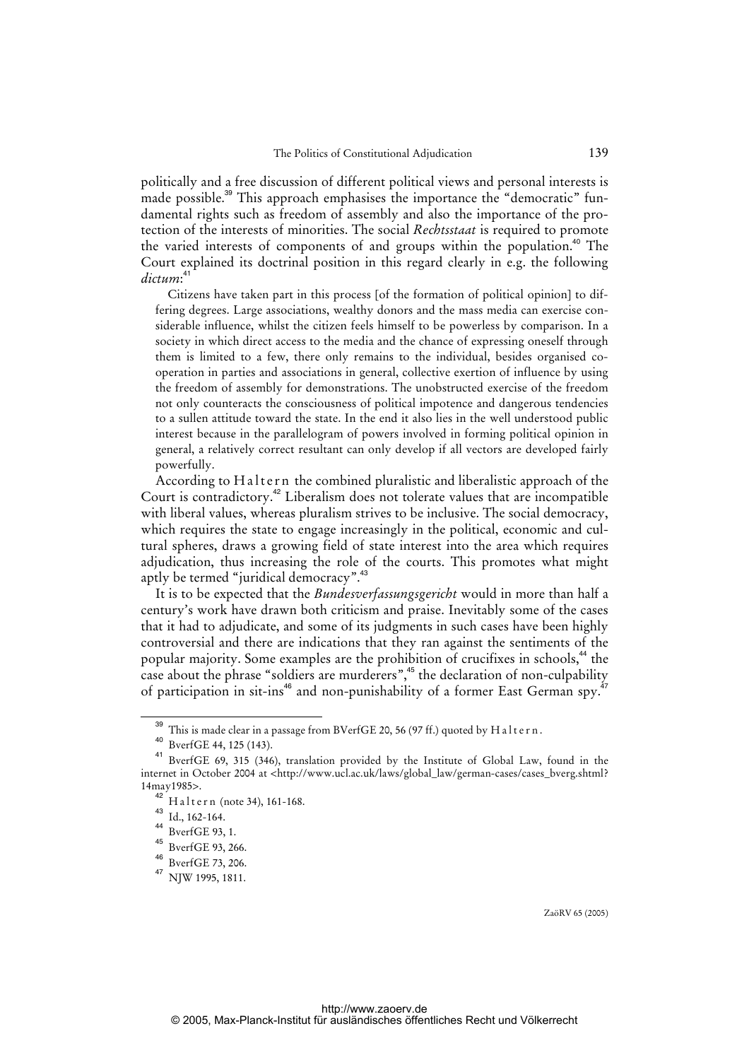politically and a free discussion of different political views and personal interests is made possible.[39] This approach emphasises the importance the "democratic" fundamental rights such as freedom of assembly and also the importance of the protection of the interests of minorities. The social *Rechtsstaat* is required to promote the varied interests of components of and groups within the population.[40] The Court explained its doctrinal position in this regard clearly in e.g. the following *dictum*:[41]

> Citizens have taken part in this process [of the formation of political opinion] to differing degrees. Large associations, wealthy donors and the mass media can exercise considerable influence, whilst the citizen feels himself to be powerless by comparison. In a society in which direct access to the media and the chance of expressing oneself through them is limited to a few, there only remains to the individual, besides organised co-operation in parties and associations in general, collective exertion of influence by using the freedom of assembly for demonstrations. The unobstructed exercise of the freedom not only counteracts the consciousness of political impotence and dangerous tendencies to a sullen attitude toward the state. In the end it also lies in the well understood public interest because in the parallelogram of powers involved in forming political opinion in general, a relatively correct resultant can only develop if all vectors are developed fairly powerfully.

According to Haltern the combined pluralistic and liberalistic approach of the Court is contradictory.[42] Liberalism does not tolerate values that are incompatible with liberal values, whereas pluralism strives to be inclusive. The social democracy, which requires the state to engage increasingly in the political, economic and cultural spheres, draws a growing field of state interest into the area which requires adjudication, thus increasing the role of the courts. This promotes what might aptly be termed "juridical democracy".[43]

It is to be expected that the *Bundesverfassungsgericht* would in more than half a century's work have drawn both criticism and praise. Inevitably some of the cases that it had to adjudicate, and some of its judgments in such cases have been highly controversial and there are indications that they ran against the sentiments of the popular majority. Some examples are the prohibition of crucifixes in schools,[44] the case about the phrase "soldiers are murderers",[45] the declaration of non-culpability of participation in sit-ins[46] and non-punishability of a former East German spy.[47]

---

[39] This is made clear in a passage from BVerfGE 20, 56 (97 ff.) quoted by Haltern.

[40] BverfGE 44, 125 (143).

[41] BverfGE 69, 315 (346), translation provided by the Institute of Global Law, found in the internet in October 2004 at <http://www.ucl.ac.uk/laws/global_law/german-cases/cases_bverg.shtml?14may1985>.

[42] Haltern (note 34), 161-168.

[43] Id., 162-164.

[44] BverfGE 93, 1.

[45] BverfGE 93, 266.

[46] BverfGE 73, 206.

[47] NJW 1995, 1811.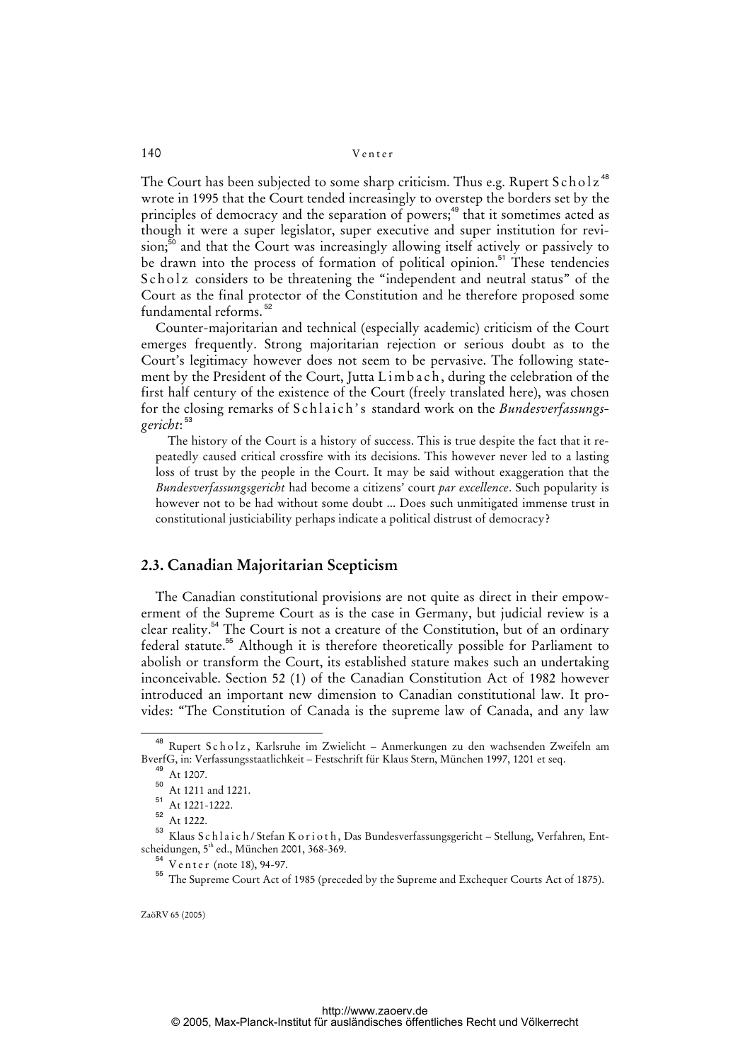The Court has been subjected to some sharp criticism. Thus e.g. Rupert Scholz[48] wrote in 1995 that the Court tended increasingly to overstep the borders set by the principles of democracy and the separation of powers;[49] that it sometimes acted as though it were a super legislator, super executive and super institution for revision;[50] and that the Court was increasingly allowing itself actively or passively to be drawn into the process of formation of political opinion.[51] These tendencies Scholz considers to be threatening the "independent and neutral status" of the Court as the final protector of the Constitution and he therefore proposed some fundamental reforms.[52]

Counter-majoritarian and technical (especially academic) criticism of the Court emerges frequently. Strong majoritarian rejection or serious doubt as to the Court's legitimacy however does not seem to be pervasive. The following statement by the President of the Court, Jutta Limbach, during the celebration of the first half century of the existence of the Court (freely translated here), was chosen for the closing remarks of Schlaich's standard work on the *Bundesverfassungsgericht*:[53]

> The history of the Court is a history of success. This is true despite the fact that it repeatedly caused critical crossfire with its decisions. This however never led to a lasting loss of trust by the people in the Court. It may be said without exaggeration that the *Bundesverfassungsgericht* had become a citizens' court *par excellence*. Such popularity is however not to be had without some doubt ... Does such unmitigated immense trust in constitutional justiciability perhaps indicate a political distrust of democracy?

## 2.3. Canadian Majoritarian Scepticism

The Canadian constitutional provisions are not quite as direct in their empowerment of the Supreme Court as is the case in Germany, but judicial review is a clear reality.[54] The Court is not a creature of the Constitution, but of an ordinary federal statute.[55] Although it is therefore theoretically possible for Parliament to abolish or transform the Court, its established stature makes such an undertaking inconceivable. Section 52 (1) of the Canadian Constitution Act of 1982 however introduced an important new dimension to Canadian constitutional law. It provides: "The Constitution of Canada is the supreme law of Canada, and any law

---

[48] Rupert Scholz, Karlsruhe im Zwielicht – Anmerkungen zu den wachsenden Zweifeln am BverfG, in: Verfassungsstaatlichkeit – Festschrift für Klaus Stern, München 1997, 1201 et seq.

[49] At 1207.

[50] At 1211 and 1221.

[51] At 1221-1222.

[52] At 1222.

[53] Klaus Schlaich/Stefan Korioth, Das Bundesverfassungsgericht – Stellung, Verfahren, Entscheidungen, 5th ed., München 2001, 368-369.

[54] Venter (note 18), 94-97.

[55] The Supreme Court Act of 1985 (preceded by the Supreme and Exchequer Courts Act of 1875).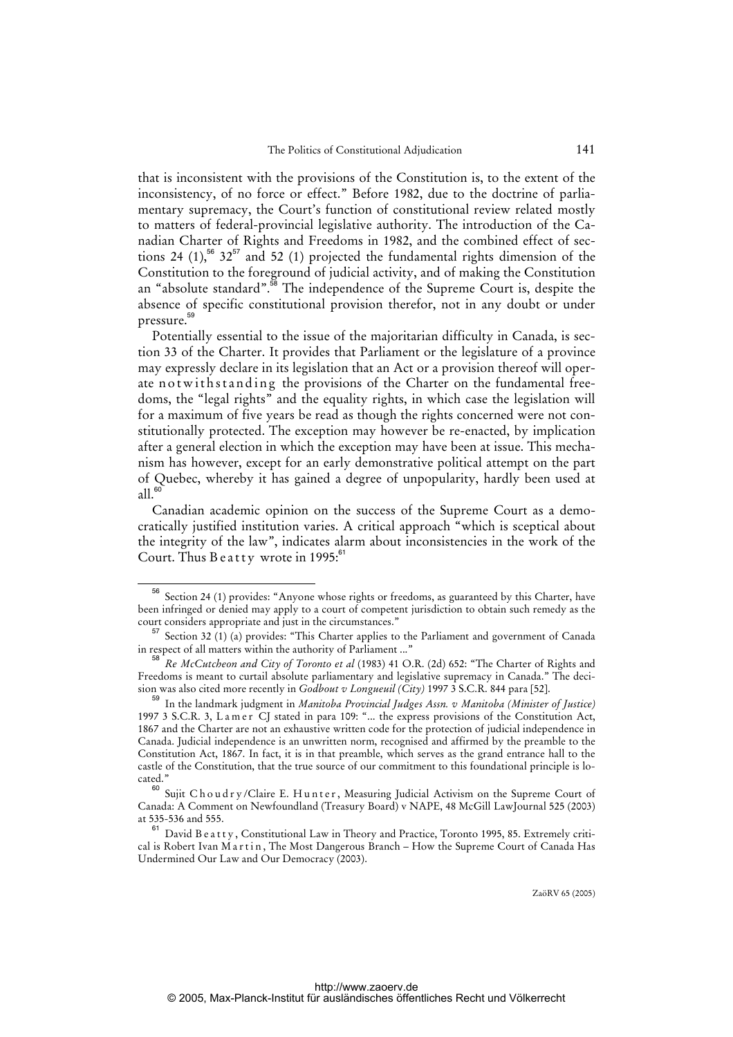that is inconsistent with the provisions of the Constitution is, to the extent of the inconsistency, of no force or effect." Before 1982, due to the doctrine of parliamentary supremacy, the Court's function of constitutional review related mostly to matters of federal-provincial legislative authority. The introduction of the Canadian Charter of Rights and Freedoms in 1982, and the combined effect of sections 24 (1),[56] 32[57] and 52 (1) projected the fundamental rights dimension of the Constitution to the foreground of judicial activity, and of making the Constitution an "absolute standard".[58] The independence of the Supreme Court is, despite the absence of specific constitutional provision therefor, not in any doubt or under pressure.[59]

Potentially essential to the issue of the majoritarian difficulty in Canada, is section 33 of the Charter. It provides that Parliament or the legislature of a province may expressly declare in its legislation that an Act or a provision thereof will operate notwithstanding the provisions of the Charter on the fundamental freedoms, the "legal rights" and the equality rights, in which case the legislation will for a maximum of five years be read as though the rights concerned were not constitutionally protected. The exception may however be re-enacted, by implication after a general election in which the exception may have been at issue. This mechanism has however, except for an early demonstrative political attempt on the part of Quebec, whereby it has gained a degree of unpopularity, hardly been used at all.[60]

Canadian academic opinion on the success of the Supreme Court as a democratically justified institution varies. A critical approach "which is sceptical about the integrity of the law", indicates alarm about inconsistencies in the work of the Court. Thus Beatty wrote in 1995:[61]

---

[56] Section 24 (1) provides: "Anyone whose rights or freedoms, as guaranteed by this Charter, have been infringed or denied may apply to a court of competent jurisdiction to obtain such remedy as the court considers appropriate and just in the circumstances."

[57] Section 32 (1) (a) provides: "This Charter applies to the Parliament and government of Canada in respect of all matters within the authority of Parliament ..."

[58] *Re McCutcheon and City of Toronto et al* (1983) 41 O.R. (2d) 652: "The Charter of Rights and Freedoms is meant to curtail absolute parliamentary and legislative supremacy in Canada." The decision was also cited more recently in *Godbout v Longueuil (City)* 1997 3 S.C.R. 844 para [52].

[59] In the landmark judgment in *Manitoba Provincial Judges Assn. v Manitoba (Minister of Justice)* 1997 3 S.C.R. 3, Lamer CJ stated in para 109: "... the express provisions of the Constitution Act, 1867 and the Charter are not an exhaustive written code for the protection of judicial independence in Canada. Judicial independence is an unwritten norm, recognised and affirmed by the preamble to the Constitution Act, 1867. In fact, it is in that preamble, which serves as the grand entrance hall to the castle of the Constitution, that the true source of our commitment to this foundational principle is located."

[60] Sujit Choudry/Claire E. Hunter, Measuring Judicial Activism on the Supreme Court of Canada: A Comment on Newfoundland (Treasury Board) v NAPE, 48 McGill LawJournal 525 (2003) at 535-536 and 555.

[61] David Beatty, Constitutional Law in Theory and Practice, Toronto 1995, 85. Extremely critical is Robert Ivan Martin, The Most Dangerous Branch – How the Supreme Court of Canada Has Undermined Our Law and Our Democracy (2003).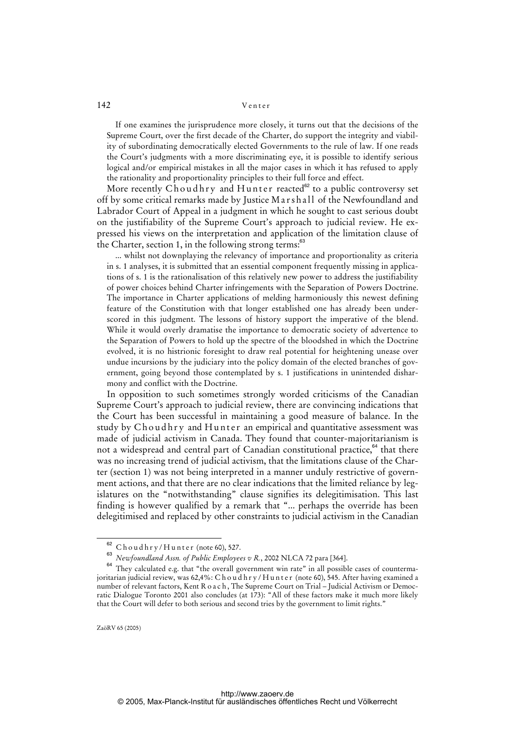> If one examines the jurisprudence more closely, it turns out that the decisions of the Supreme Court, over the first decade of the Charter, do support the integrity and viability of subordinating democratically elected Governments to the rule of law. If one reads the Court's judgments with a more discriminating eye, it is possible to identify serious logical and/or empirical mistakes in all the major cases in which it has refused to apply the rationality and proportionality principles to their full force and effect.

More recently Choudhry and Hunter reacted[62] to a public controversy set off by some critical remarks made by Justice Marshall of the Newfoundland and Labrador Court of Appeal in a judgment in which he sought to cast serious doubt on the justifiability of the Supreme Court's approach to judicial review. He expressed his views on the interpretation and application of the limitation clause of the Charter, section 1, in the following strong terms:[63]

> ... whilst not downplaying the relevancy of importance and proportionality as criteria in s. 1 analyses, it is submitted that an essential component frequently missing in applications of s. 1 is the rationalisation of this relatively new power to address the justifiability of power choices behind Charter infringements with the Separation of Powers Doctrine. The importance in Charter applications of melding harmoniously this newest defining feature of the Constitution with that longer established one has already been underscored in this judgment. The lessons of history support the imperative of the blend. While it would overly dramatise the importance to democratic society of advertence to the Separation of Powers to hold up the spectre of the bloodshed in which the Doctrine evolved, it is no histrionic foresight to draw real potential for heightening unease over undue incursions by the judiciary into the policy domain of the elected branches of government, going beyond those contemplated by s. 1 justifications in unintended disharmony and conflict with the Doctrine.

In opposition to such sometimes strongly worded criticisms of the Canadian Supreme Court's approach to judicial review, there are convincing indications that the Court has been successful in maintaining a good measure of balance. In the study by Choudhry and Hunter an empirical and quantitative assessment was made of judicial activism in Canada. They found that counter-majoritarianism is not a widespread and central part of Canadian constitutional practice,[64] that there was no increasing trend of judicial activism, that the limitations clause of the Charter (section 1) was not being interpreted in a manner unduly restrictive of government actions, and that there are no clear indications that the limited reliance by legislatures on the "notwithstanding" clause signifies its delegitimisation. This last finding is however qualified by a remark that "... perhaps the override has been delegitimised and replaced by other constraints to judicial activism in the Canadian

---

[62] Choudhry/Hunter (note 60), 527.

[63] *Newfoundland Assn. of Public Employees v R.*, 2002 NLCA 72 para [364].

[64] They calculated e.g. that "the overall government win rate" in all possible cases of countermajoritarian judicial review, was 62,4%: Choudhry/Hunter (note 60), 545. After having examined a number of relevant factors, Kent Roach, The Supreme Court on Trial – Judicial Activism or Democratic Dialogue Toronto 2001 also concludes (at 173): "All of these factors make it much more likely that the Court will defer to both serious and second tries by the government to limit rights."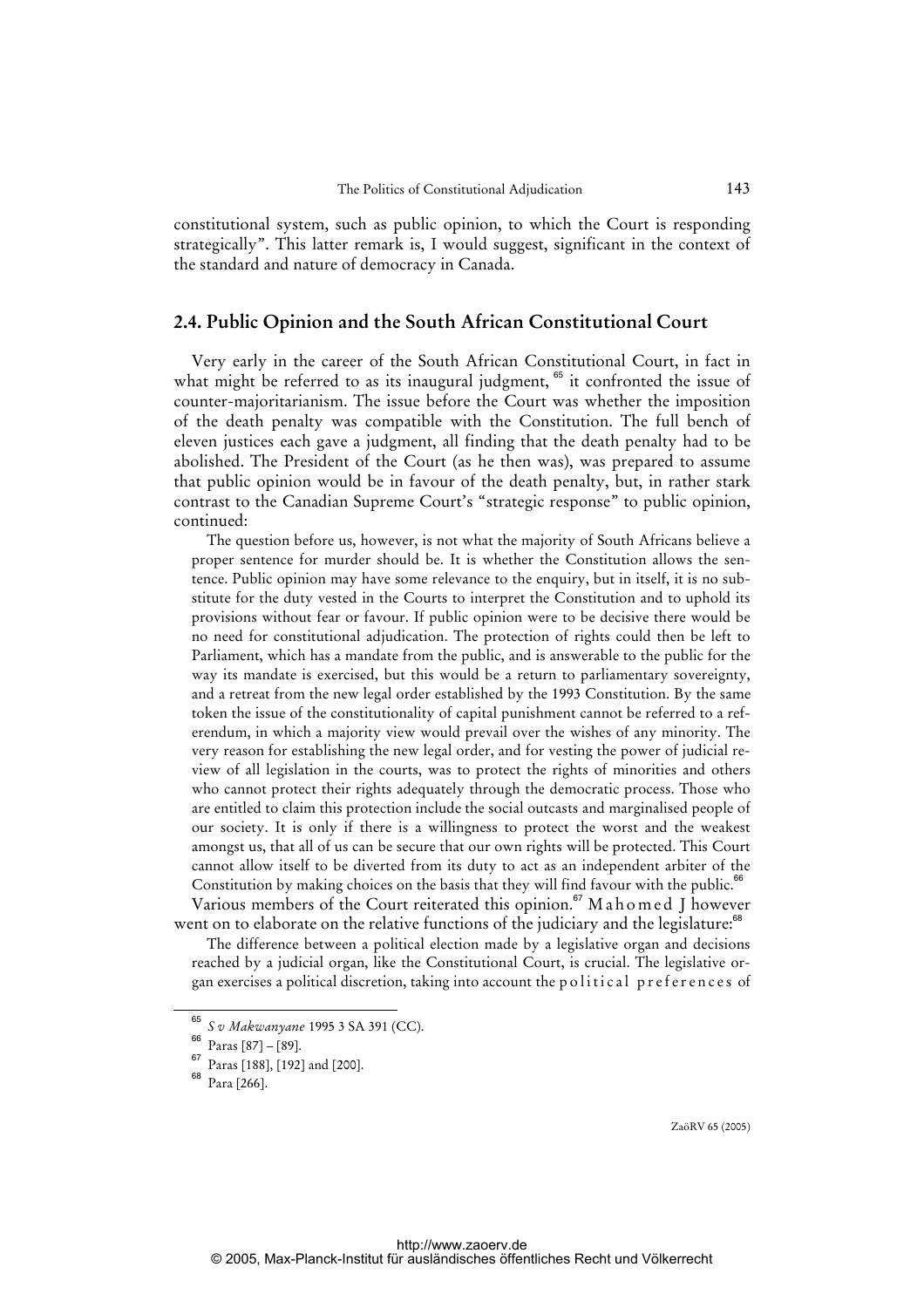constitutional system, such as public opinion, to which the Court is responding strategically". This latter remark is, I would suggest, significant in the context of the standard and nature of democracy in Canada.

## 2.4. Public Opinion and the South African Constitutional Court

Very early in the career of the South African Constitutional Court, in fact in what might be referred to as its inaugural judgment, [65] it confronted the issue of counter-majoritarianism. The issue before the Court was whether the imposition of the death penalty was compatible with the Constitution. The full bench of eleven justices each gave a judgment, all finding that the death penalty had to be abolished. The President of the Court (as he then was), was prepared to assume that public opinion would be in favour of the death penalty, but, in rather stark contrast to the Canadian Supreme Court's "strategic response" to public opinion, continued:

> The question before us, however, is not what the majority of South Africans believe a proper sentence for murder should be. It is whether the Constitution allows the sentence. Public opinion may have some relevance to the enquiry, but in itself, it is no substitute for the duty vested in the Courts to interpret the Constitution and to uphold its provisions without fear or favour. If public opinion were to be decisive there would be no need for constitutional adjudication. The protection of rights could then be left to Parliament, which has a mandate from the public, and is answerable to the public for the way its mandate is exercised, but this would be a return to parliamentary sovereignty, and a retreat from the new legal order established by the 1993 Constitution. By the same token the issue of the constitutionality of capital punishment cannot be referred to a referendum, in which a majority view would prevail over the wishes of any minority. The very reason for establishing the new legal order, and for vesting the power of judicial review of all legislation in the courts, was to protect the rights of minorities and others who cannot protect their rights adequately through the democratic process. Those who are entitled to claim this protection include the social outcasts and marginalised people of our society. It is only if there is a willingness to protect the worst and the weakest amongst us, that all of us can be secure that our own rights will be protected. This Court cannot allow itself to be diverted from its duty to act as an independent arbiter of the Constitution by making choices on the basis that they will find favour with the public.[66]

Various members of the Court reiterated this opinion.[67] Mahomed J however went on to elaborate on the relative functions of the judiciary and the legislature:[68]

> The difference between a political election made by a legislative organ and decisions reached by a judicial organ, like the Constitutional Court, is crucial. The legislative organ exercises a political discretion, taking into account the political preferences of

---

[65] *S v Makwanyane* 1995 3 SA 391 (CC).

[66] Paras [87] – [89].

[67] Paras [188], [192] and [200].

[68] Para [266].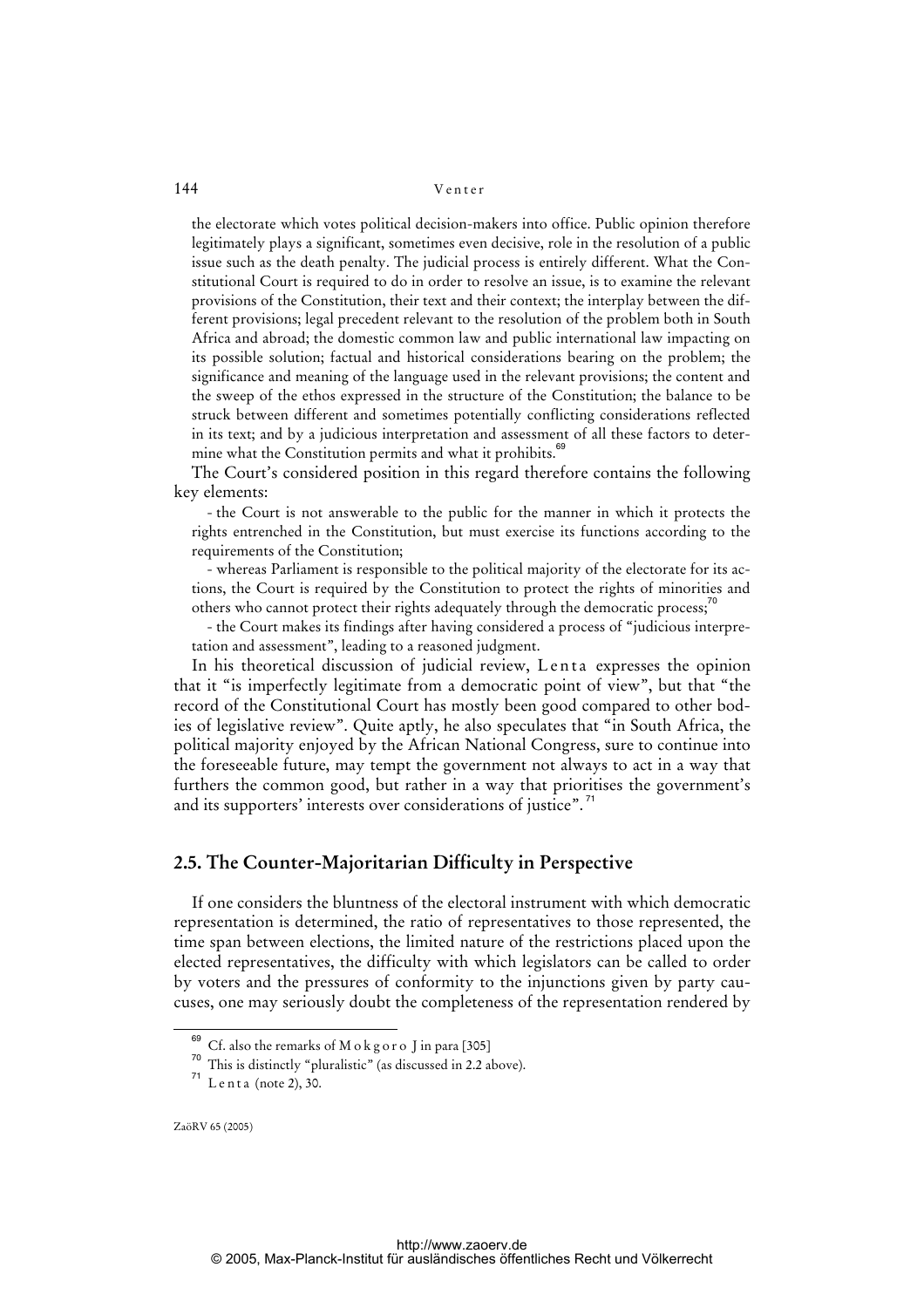the electorate which votes political decision-makers into office. Public opinion therefore legitimately plays a significant, sometimes even decisive, role in the resolution of a public issue such as the death penalty. The judicial process is entirely different. What the Constitutional Court is required to do in order to resolve an issue, is to examine the relevant provisions of the Constitution, their text and their context; the interplay between the different provisions; legal precedent relevant to the resolution of the problem both in South Africa and abroad; the domestic common law and public international law impacting on its possible solution; factual and historical considerations bearing on the problem; the significance and meaning of the language used in the relevant provisions; the content and the sweep of the ethos expressed in the structure of the Constitution; the balance to be struck between different and sometimes potentially conflicting considerations reflected in its text; and by a judicious interpretation and assessment of all these factors to determine what the Constitution permits and what it prohibits.[69]

The Court's considered position in this regard therefore contains the following key elements:

- the Court is not answerable to the public for the manner in which it protects the rights entrenched in the Constitution, but must exercise its functions according to the requirements of the Constitution;
- whereas Parliament is responsible to the political majority of the electorate for its actions, the Court is required by the Constitution to protect the rights of minorities and others who cannot protect their rights adequately through the democratic process;[70]
- the Court makes its findings after having considered a process of "judicious interpretation and assessment", leading to a reasoned judgment.

In his theoretical discussion of judicial review, Lenta expresses the opinion that it "is imperfectly legitimate from a democratic point of view", but that "the record of the Constitutional Court has mostly been good compared to other bodies of legislative review". Quite aptly, he also speculates that "in South Africa, the political majority enjoyed by the African National Congress, sure to continue into the foreseeable future, may tempt the government not always to act in a way that furthers the common good, but rather in a way that prioritises the government's and its supporters' interests over considerations of justice".[71]

## 2.5. The Counter-Majoritarian Difficulty in Perspective

If one considers the bluntness of the electoral instrument with which democratic representation is determined, the ratio of representatives to those represented, the time span between elections, the limited nature of the restrictions placed upon the elected representatives, the difficulty with which legislators can be called to order by voters and the pressures of conformity to the injunctions given by party caucuses, one may seriously doubt the completeness of the representation rendered by

---

[69] Cf. also the remarks of Mokgoro J in para [305]

[70] This is distinctly "pluralistic" (as discussed in 2.2 above).

[71] Lenta (note 2), 30.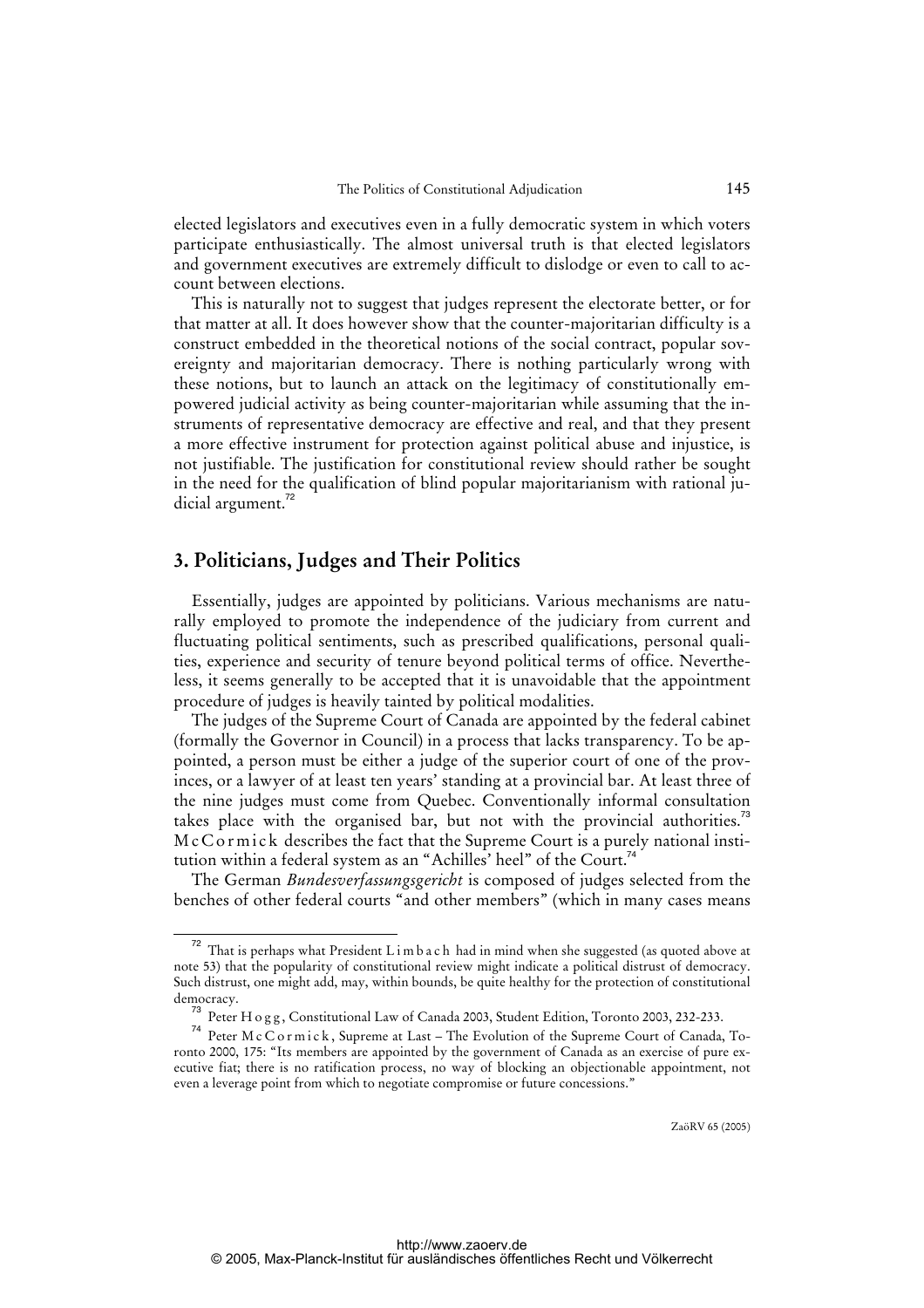elected legislators and executives even in a fully democratic system in which voters participate enthusiastically. The almost universal truth is that elected legislators and government executives are extremely difficult to dislodge or even to call to account between elections.

This is naturally not to suggest that judges represent the electorate better, or for that matter at all. It does however show that the counter-majoritarian difficulty is a construct embedded in the theoretical notions of the social contract, popular sovereignty and majoritarian democracy. There is nothing particularly wrong with these notions, but to launch an attack on the legitimacy of constitutionally empowered judicial activity as being counter-majoritarian while assuming that the instruments of representative democracy are effective and real, and that they present a more effective instrument for protection against political abuse and injustice, is not justifiable. The justification for constitutional review should rather be sought in the need for the qualification of blind popular majoritarianism with rational judicial argument.[72]

## 3. Politicians, Judges and Their Politics

Essentially, judges are appointed by politicians. Various mechanisms are naturally employed to promote the independence of the judiciary from current and fluctuating political sentiments, such as prescribed qualifications, personal qualities, experience and security of tenure beyond political terms of office. Nevertheless, it seems generally to be accepted that it is unavoidable that the appointment procedure of judges is heavily tainted by political modalities.

The judges of the Supreme Court of Canada are appointed by the federal cabinet (formally the Governor in Council) in a process that lacks transparency. To be appointed, a person must be either a judge of the superior court of one of the provinces, or a lawyer of at least ten years' standing at a provincial bar. At least three of the nine judges must come from Quebec. Conventionally informal consultation takes place with the organised bar, but not with the provincial authorities.[73] McCormick describes the fact that the Supreme Court is a purely national institution within a federal system as an "Achilles' heel" of the Court.[74]

The German *Bundesverfassungsgericht* is composed of judges selected from the benches of other federal courts "and other members" (which in many cases means

---

[72] That is perhaps what President Limbach had in mind when she suggested (as quoted above at note 53) that the popularity of constitutional review might indicate a political distrust of democracy. Such distrust, one might add, may, within bounds, be quite healthy for the protection of constitutional democracy.

[73] Peter Hogg, Constitutional Law of Canada 2003, Student Edition, Toronto 2003, 232-233.

[74] Peter McCormick, Supreme at Last – The Evolution of the Supreme Court of Canada, Toronto 2000, 175: "Its members are appointed by the government of Canada as an exercise of pure executive fiat; there is no ratification process, no way of blocking an objectionable appointment, not even a leverage point from which to negotiate compromise or future concessions."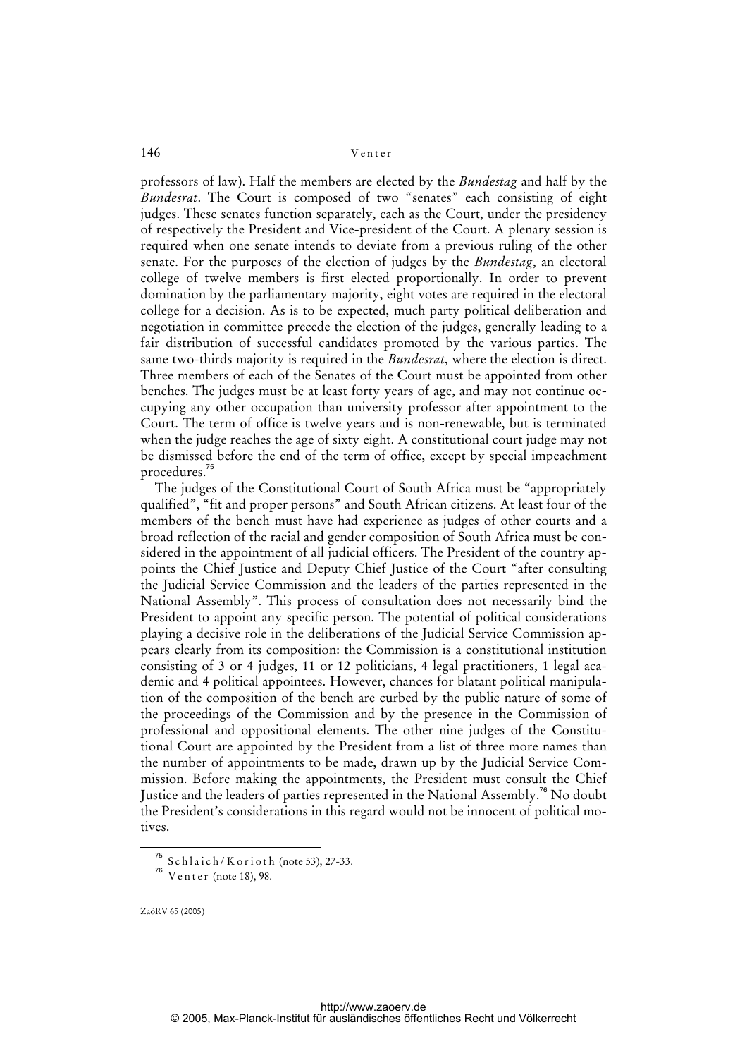professors of law). Half the members are elected by the *Bundestag* and half by the *Bundesrat*. The Court is composed of two "senates" each consisting of eight judges. These senates function separately, each as the Court, under the presidency of respectively the President and Vice-president of the Court. A plenary session is required when one senate intends to deviate from a previous ruling of the other senate. For the purposes of the election of judges by the *Bundestag*, an electoral college of twelve members is first elected proportionally. In order to prevent domination by the parliamentary majority, eight votes are required in the electoral college for a decision. As is to be expected, much party political deliberation and negotiation in committee precede the election of the judges, generally leading to a fair distribution of successful candidates promoted by the various parties. The same two-thirds majority is required in the *Bundesrat*, where the election is direct. Three members of each of the Senates of the Court must be appointed from other benches. The judges must be at least forty years of age, and may not continue occupying any other occupation than university professor after appointment to the Court. The term of office is twelve years and is non-renewable, but is terminated when the judge reaches the age of sixty eight. A constitutional court judge may not be dismissed before the end of the term of office, except by special impeachment procedures.[75]

The judges of the Constitutional Court of South Africa must be "appropriately qualified", "fit and proper persons" and South African citizens. At least four of the members of the bench must have had experience as judges of other courts and a broad reflection of the racial and gender composition of South Africa must be considered in the appointment of all judicial officers. The President of the country appoints the Chief Justice and Deputy Chief Justice of the Court "after consulting the Judicial Service Commission and the leaders of the parties represented in the National Assembly". This process of consultation does not necessarily bind the President to appoint any specific person. The potential of political considerations playing a decisive role in the deliberations of the Judicial Service Commission appears clearly from its composition: the Commission is a constitutional institution consisting of 3 or 4 judges, 11 or 12 politicians, 4 legal practitioners, 1 legal academic and 4 political appointees. However, chances for blatant political manipulation of the composition of the bench are curbed by the public nature of some of the proceedings of the Commission and by the presence in the Commission of professional and oppositional elements. The other nine judges of the Constitutional Court are appointed by the President from a list of three more names than the number of appointments to be made, drawn up by the Judicial Service Commission. Before making the appointments, the President must consult the Chief Justice and the leaders of parties represented in the National Assembly.[76] No doubt the President's considerations in this regard would not be innocent of political motives.

---

[75] Schlaich/Korioth (note 53), 27-33.

[76] Venter (note 18), 98.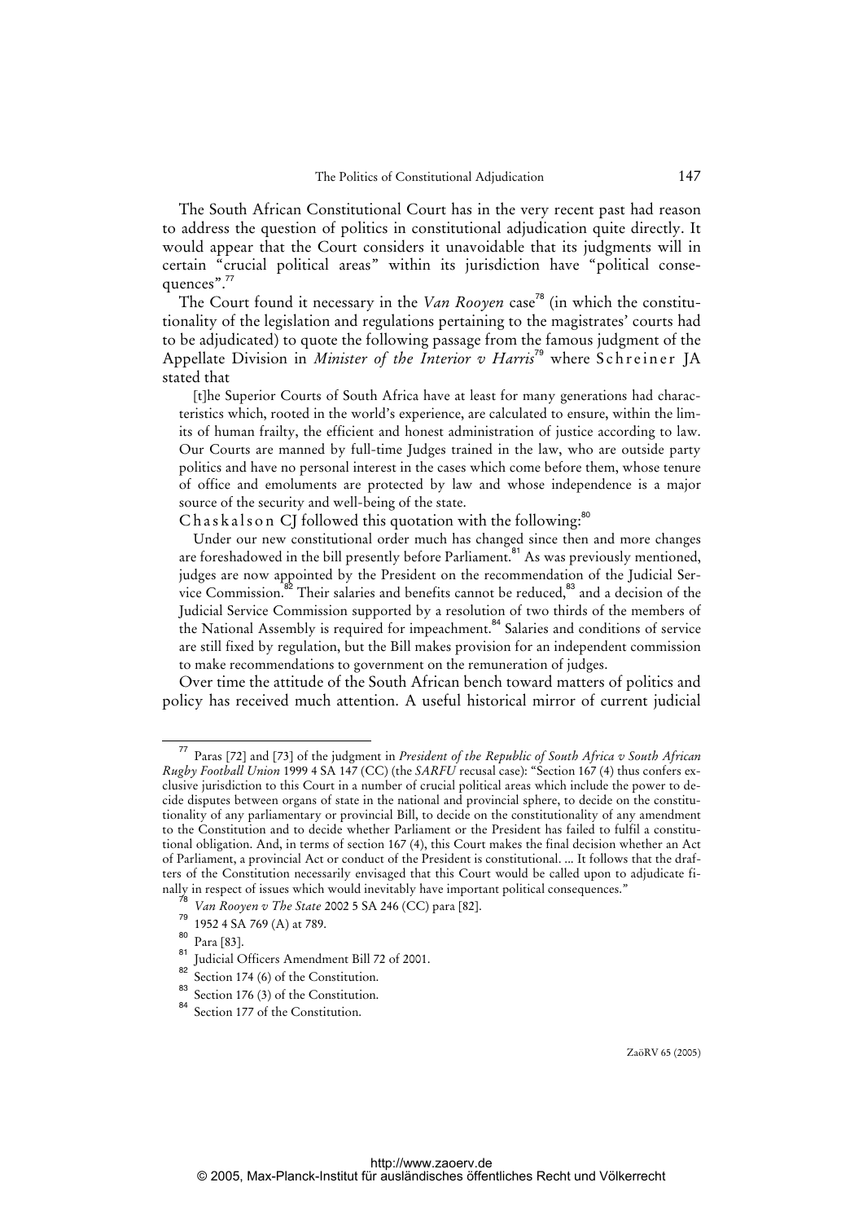The South African Constitutional Court has in the very recent past had reason to address the question of politics in constitutional adjudication quite directly. It would appear that the Court considers it unavoidable that its judgments will in certain "crucial political areas" within its jurisdiction have "political consequences".[77]

The Court found it necessary in the *Van Rooyen* case[78] (in which the constitutionality of the legislation and regulations pertaining to the magistrates' courts had to be adjudicated) to quote the following passage from the famous judgment of the Appellate Division in *Minister of the Interior v Harris*[79] where Schreiner JA stated that

> [t]he Superior Courts of South Africa have at least for many generations had characteristics which, rooted in the world's experience, are calculated to ensure, within the limits of human frailty, the efficient and honest administration of justice according to law. Our Courts are manned by full-time Judges trained in the law, who are outside party politics and have no personal interest in the cases which come before them, whose tenure of office and emoluments are protected by law and whose independence is a major source of the security and well-being of the state.

Chaskalson CJ followed this quotation with the following:[80]

> Under our new constitutional order much has changed since then and more changes are foreshadowed in the bill presently before Parliament.[81] As was previously mentioned, judges are now appointed by the President on the recommendation of the Judicial Service Commission.[82] Their salaries and benefits cannot be reduced,[83] and a decision of the Judicial Service Commission supported by a resolution of two thirds of the members of the National Assembly is required for impeachment.[84] Salaries and conditions of service are still fixed by regulation, but the Bill makes provision for an independent commission to make recommendations to government on the remuneration of judges.

Over time the attitude of the South African bench toward matters of politics and policy has received much attention. A useful historical mirror of current judicial

---

[77] Paras [72] and [73] of the judgment in *President of the Republic of South Africa v South African Rugby Football Union* 1999 4 SA 147 (CC) (the *SARFU* recusal case): "Section 167 (4) thus confers exclusive jurisdiction to this Court in a number of crucial political areas which include the power to decide disputes between organs of state in the national and provincial sphere, to decide on the constitutionality of any parliamentary or provincial Bill, to decide on the constitutionality of any amendment to the Constitution and to decide whether Parliament or the President has failed to fulfil a constitutional obligation. And, in terms of section 167 (4), this Court makes the final decision whether an Act of Parliament, a provincial Act or conduct of the President is constitutional. ... It follows that the drafters of the Constitution necessarily envisaged that this Court would be called upon to adjudicate finally in respect of issues which would inevitably have important political consequences."

[78] *Van Rooyen v The State* 2002 5 SA 246 (CC) para [82].

[79] 1952 4 SA 769 (A) at 789.

[80] Para [83].

[81] Judicial Officers Amendment Bill 72 of 2001.

[82] Section 174 (6) of the Constitution.

[83] Section 176 (3) of the Constitution.

[84] Section 177 of the Constitution.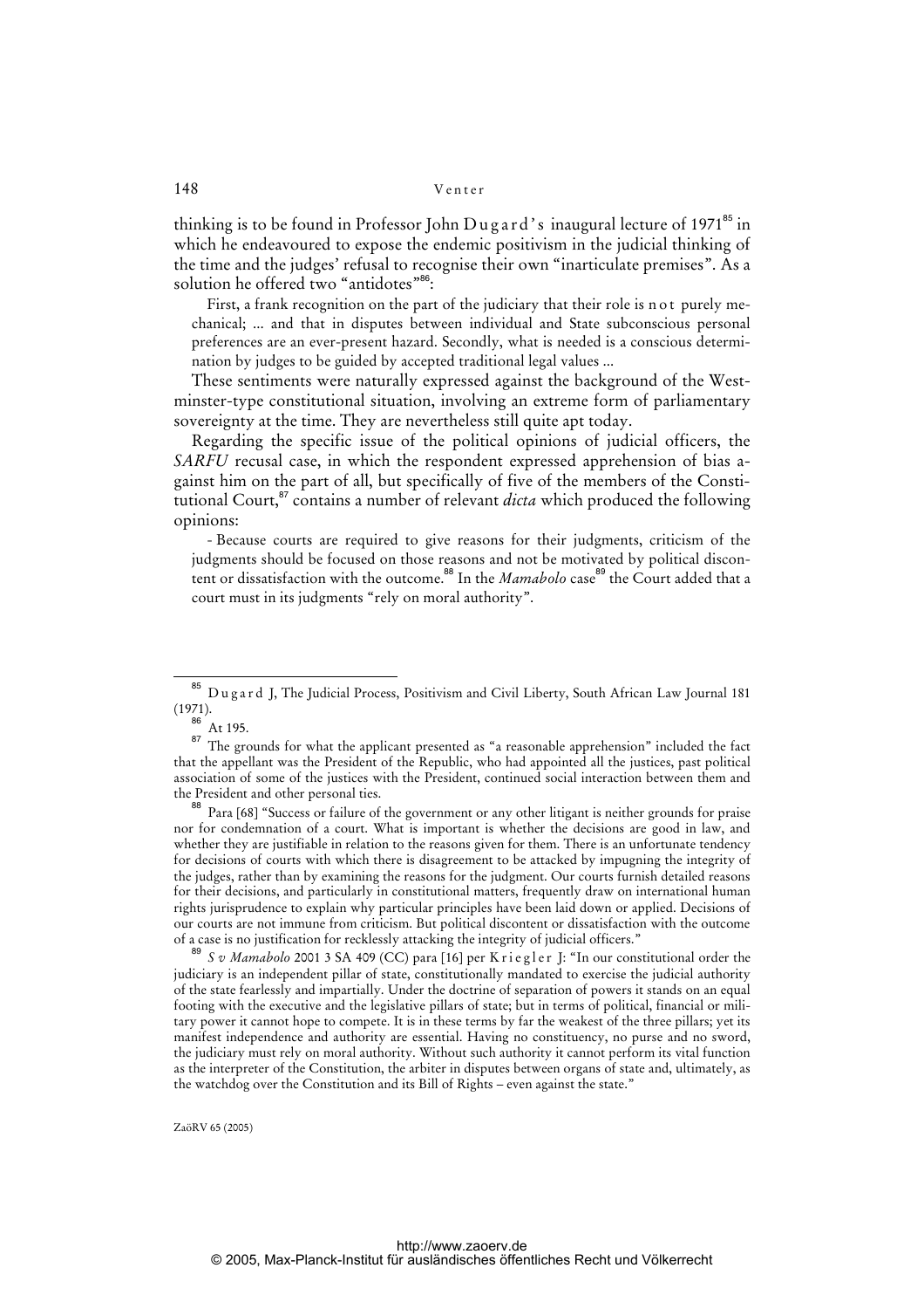thinking is to be found in Professor John Dugard's inaugural lecture of 1971[85] in which he endeavoured to expose the endemic positivism in the judicial thinking of the time and the judges' refusal to recognise their own "inarticulate premises". As a solution he offered two "antidotes"[86]:

> First, a frank recognition on the part of the judiciary that their role is not purely mechanical; ... and that in disputes between individual and State subconscious personal preferences are an ever-present hazard. Secondly, what is needed is a conscious determination by judges to be guided by accepted traditional legal values ...

These sentiments were naturally expressed against the background of the Westminster-type constitutional situation, involving an extreme form of parliamentary sovereignty at the time. They are nevertheless still quite apt today.

Regarding the specific issue of the political opinions of judicial officers, the *SARFU* recusal case, in which the respondent expressed apprehension of bias against him on the part of all, but specifically of five of the members of the Constitutional Court,[87] contains a number of relevant *dicta* which produced the following opinions:

- Because courts are required to give reasons for their judgments, criticism of the judgments should be focused on those reasons and not be motivated by political discontent or dissatisfaction with the outcome.[88] In the *Mamabolo* case[89] the Court added that a court must in its judgments "rely on moral authority".

---

[85] Dugard J, The Judicial Process, Positivism and Civil Liberty, South African Law Journal 181 (1971).

[86] At 195.

[87] The grounds for what the applicant presented as "a reasonable apprehension" included the fact that the appellant was the President of the Republic, who had appointed all the justices, past political association of some of the justices with the President, continued social interaction between them and the President and other personal ties.

[88] Para [68] "Success or failure of the government or any other litigant is neither grounds for praise nor for condemnation of a court. What is important is whether the decisions are good in law, and whether they are justifiable in relation to the reasons given for them. There is an unfortunate tendency for decisions of courts with which there is disagreement to be attacked by impugning the integrity of the judges, rather than by examining the reasons for the judgment. Our courts furnish detailed reasons for their decisions, and particularly in constitutional matters, frequently draw on international human rights jurisprudence to explain why particular principles have been laid down or applied. Decisions of our courts are not immune from criticism. But political discontent or dissatisfaction with the outcome of a case is no justification for recklessly attacking the integrity of judicial officers."

[89] *S v Mamabolo* 2001 3 SA 409 (CC) para [16] per Kriegler J: "In our constitutional order the judiciary is an independent pillar of state, constitutionally mandated to exercise the judicial authority of the state fearlessly and impartially. Under the doctrine of separation of powers it stands on an equal footing with the executive and the legislative pillars of state; but in terms of political, financial or military power it cannot hope to compete. It is in these terms by far the weakest of the three pillars; yet its manifest independence and authority are essential. Having no constituency, no purse and no sword, the judiciary must rely on moral authority. Without such authority it cannot perform its vital function as the interpreter of the Constitution, the arbiter in disputes between organs of state and, ultimately, as the watchdog over the Constitution and its Bill of Rights – even against the state."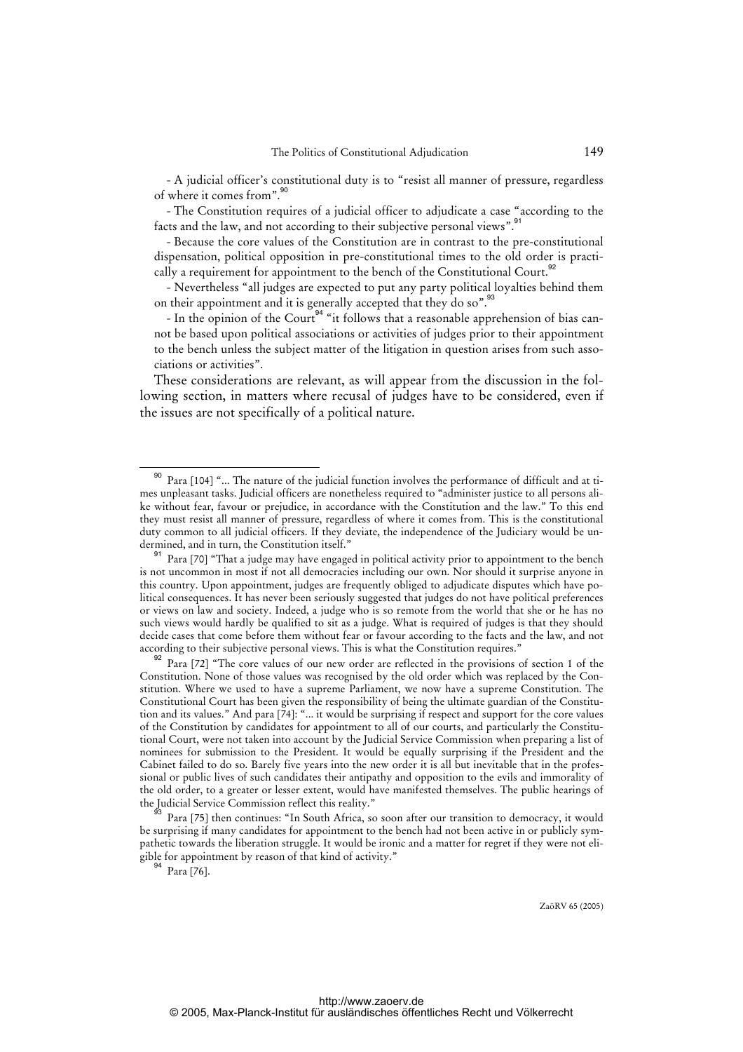- A judicial officer's constitutional duty is to "resist all manner of pressure, regardless of where it comes from".[90]

- The Constitution requires of a judicial officer to adjudicate a case "according to the facts and the law, and not according to their subjective personal views".[91]

- Because the core values of the Constitution are in contrast to the pre-constitutional dispensation, political opposition in pre-constitutional times to the old order is practically a requirement for appointment to the bench of the Constitutional Court.[92]

- Nevertheless "all judges are expected to put any party political loyalties behind them on their appointment and it is generally accepted that they do so".[93]

- In the opinion of the Court[94] "it follows that a reasonable apprehension of bias cannot be based upon political associations or activities of judges prior to their appointment to the bench unless the subject matter of the litigation in question arises from such associations or activities".

These considerations are relevant, as will appear from the discussion in the following section, in matters where recusal of judges have to be considered, even if the issues are not specifically of a political nature.

---

[90] Para [104] "... The nature of the judicial function involves the performance of difficult and at times unpleasant tasks. Judicial officers are nonetheless required to "administer justice to all persons alike without fear, favour or prejudice, in accordance with the Constitution and the law." To this end they must resist all manner of pressure, regardless of where it comes from. This is the constitutional duty common to all judicial officers. If they deviate, the independence of the Judiciary would be undermined, and in turn, the Constitution itself."

[91] Para [70] "That a judge may have engaged in political activity prior to appointment to the bench is not uncommon in most if not all democracies including our own. Nor should it surprise anyone in this country. Upon appointment, judges are frequently obliged to adjudicate disputes which have political consequences. It has never been seriously suggested that judges do not have political preferences or views on law and society. Indeed, a judge who is so remote from the world that she or he has no such views would hardly be qualified to sit as a judge. What is required of judges is that they should decide cases that come before them without fear or favour according to the facts and the law, and not according to their subjective personal views. This is what the Constitution requires."

[92] Para [72] "The core values of our new order are reflected in the provisions of section 1 of the Constitution. None of those values was recognised by the old order which was replaced by the Constitution. Where we used to have a supreme Parliament, we now have a supreme Constitution. The Constitutional Court has been given the responsibility of being the ultimate guardian of the Constitution and its values." And para [74]: "... it would be surprising if respect and support for the core values of the Constitution by candidates for appointment to all of our courts, and particularly the Constitutional Court, were not taken into account by the Judicial Service Commission when preparing a list of nominees for submission to the President. It would be equally surprising if the President and the Cabinet failed to do so. Barely five years into the new order it is all but inevitable that in the professional or public lives of such candidates their antipathy and opposition to the evils and immorality of the old order, to a greater or lesser extent, would have manifested themselves. The public hearings of the Judicial Service Commission reflect this reality."

[93] Para [75] then continues: "In South Africa, so soon after our transition to democracy, it would be surprising if many candidates for appointment to the bench had not been active in or publicly sympathetic towards the liberation struggle. It would be ironic and a matter for regret if they were not eligible for appointment by reason of that kind of activity."

[94] Para [76].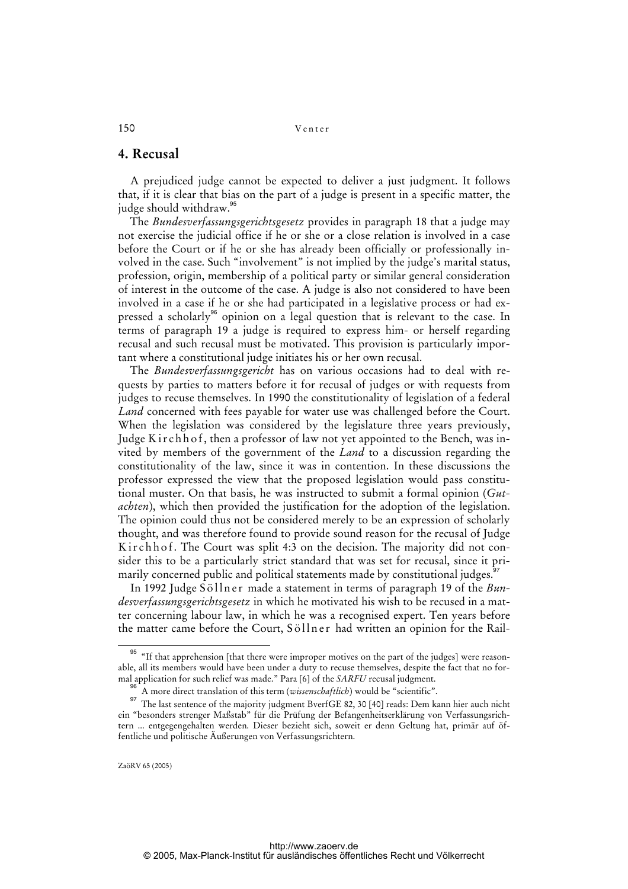## 4. Recusal

A prejudiced judge cannot be expected to deliver a just judgment. It follows that, if it is clear that bias on the part of a judge is present in a specific matter, the judge should withdraw.[95]

The *Bundesverfassungsgerichtsgesetz* provides in paragraph 18 that a judge may not exercise the judicial office if he or she or a close relation is involved in a case before the Court or if he or she has already been officially or professionally involved in the case. Such "involvement" is not implied by the judge's marital status, profession, origin, membership of a political party or similar general consideration of interest in the outcome of the case. A judge is also not considered to have been involved in a case if he or she had participated in a legislative process or had expressed a scholarly[96] opinion on a legal question that is relevant to the case. In terms of paragraph 19 a judge is required to express him- or herself regarding recusal and such recusal must be motivated. This provision is particularly important where a constitutional judge initiates his or her own recusal.

The *Bundesverfassungsgericht* has on various occasions had to deal with requests by parties to matters before it for recusal of judges or with requests from judges to recuse themselves. In 1990 the constitutionality of legislation of a federal *Land* concerned with fees payable for water use was challenged before the Court. When the legislation was considered by the legislature three years previously, Judge Kirchhof, then a professor of law not yet appointed to the Bench, was invited by members of the government of the *Land* to a discussion regarding the constitutionality of the law, since it was in contention. In these discussions the professor expressed the view that the proposed legislation would pass constitutional muster. On that basis, he was instructed to submit a formal opinion (*Gutachten*), which then provided the justification for the adoption of the legislation. The opinion could thus not be considered merely to be an expression of scholarly thought, and was therefore found to provide sound reason for the recusal of Judge Kirchhof. The Court was split 4:3 on the decision. The majority did not consider this to be a particularly strict standard that was set for recusal, since it primarily concerned public and political statements made by constitutional judges.[97]

In 1992 Judge Söllner made a statement in terms of paragraph 19 of the *Bundesverfassungsgerichtsgesetz* in which he motivated his wish to be recused in a matter concerning labour law, in which he was a recognised expert. Ten years before the matter came before the Court, Söllner had written an opinion for the Rail-

---

[95] "If that apprehension [that there were improper motives on the part of the judges] were reasonable, all its members would have been under a duty to recuse themselves, despite the fact that no formal application for such relief was made." Para [6] of the *SARFU* recusal judgment.

[96] A more direct translation of this term (*wissenschaftlich*) would be "scientific".

[97] The last sentence of the majority judgment BverfGE 82, 30 [40] reads: Dem kann hier auch nicht ein "besonders strenger Maßstab" für die Prüfung der Befangenheitserklärung von Verfassungsrichtern ... entgegengehalten werden. Dieser bezieht sich, soweit er denn Geltung hat, primär auf öffentliche und politische Äußerungen von Verfassungsrichtern.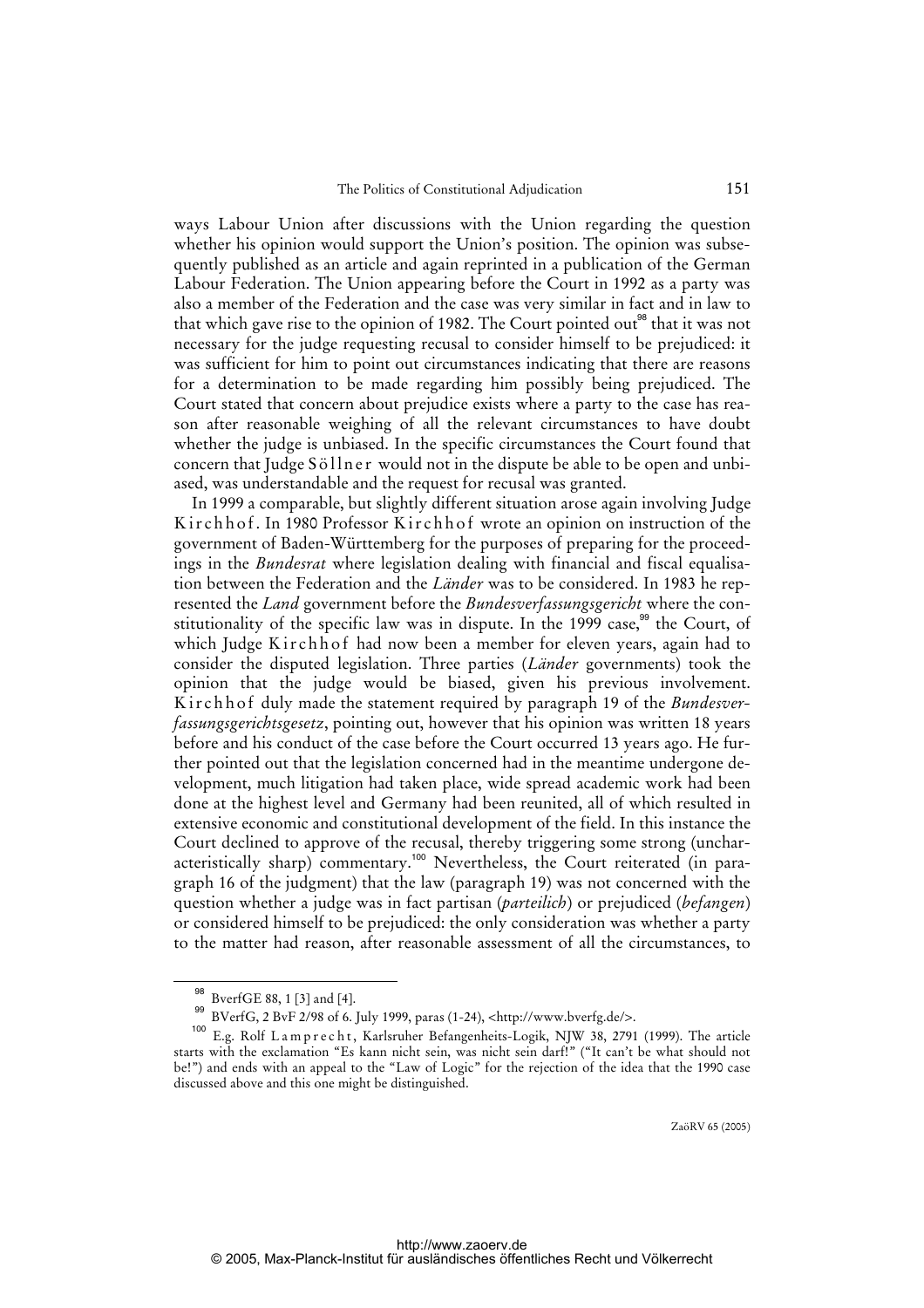ways Labour Union after discussions with the Union regarding the question whether his opinion would support the Union's position. The opinion was subsequently published as an article and again reprinted in a publication of the German Labour Federation. The Union appearing before the Court in 1992 as a party was also a member of the Federation and the case was very similar in fact and in law to that which gave rise to the opinion of 1982. The Court pointed out[98] that it was not necessary for the judge requesting recusal to consider himself to be prejudiced: it was sufficient for him to point out circumstances indicating that there are reasons for a determination to be made regarding him possibly being prejudiced. The Court stated that concern about prejudice exists where a party to the case has reason after reasonable weighing of all the relevant circumstances to have doubt whether the judge is unbiased. In the specific circumstances the Court found that concern that Judge Söllner would not in the dispute be able to be open and unbiased, was understandable and the request for recusal was granted.

In 1999 a comparable, but slightly different situation arose again involving Judge Kirchhof. In 1980 Professor Kirchhof wrote an opinion on instruction of the government of Baden-Württemberg for the purposes of preparing for the proceedings in the *Bundesrat* where legislation dealing with financial and fiscal equalisation between the Federation and the *Länder* was to be considered. In 1983 he represented the *Land* government before the *Bundesverfassungsgericht* where the constitutionality of the specific law was in dispute. In the 1999 case,[99] the Court, of which Judge Kirchhof had now been a member for eleven years, again had to consider the disputed legislation. Three parties (*Länder* governments) took the opinion that the judge would be biased, given his previous involvement. Kirchhof duly made the statement required by paragraph 19 of the *Bundesverfassungsgerichtsgesetz*, pointing out, however that his opinion was written 18 years before and his conduct of the case before the Court occurred 13 years ago. He further pointed out that the legislation concerned had in the meantime undergone development, much litigation had taken place, wide spread academic work had been done at the highest level and Germany had been reunited, all of which resulted in extensive economic and constitutional development of the field. In this instance the Court declined to approve of the recusal, thereby triggering some strong (uncharacteristically sharp) commentary.[100] Nevertheless, the Court reiterated (in paragraph 16 of the judgment) that the law (paragraph 19) was not concerned with the question whether a judge was in fact partisan (*parteilich*) or prejudiced (*befangen*) or considered himself to be prejudiced: the only consideration was whether a party to the matter had reason, after reasonable assessment of all the circumstances, to

---

[98] BverfGE 88, 1 [3] and [4].

[99] BVerfG, 2 BvF 2/98 of 6. July 1999, paras (1-24), <http://www.bverfg.de/>.

[100] E.g. Rolf Lamprecht, Karlsruher Befangenheits-Logik, NJW 38, 2791 (1999). The article starts with the exclamation "Es kann nicht sein, was nicht sein darf!" ("It can't be what should not be!") and ends with an appeal to the "Law of Logic" for the rejection of the idea that the 1990 case discussed above and this one might be distinguished.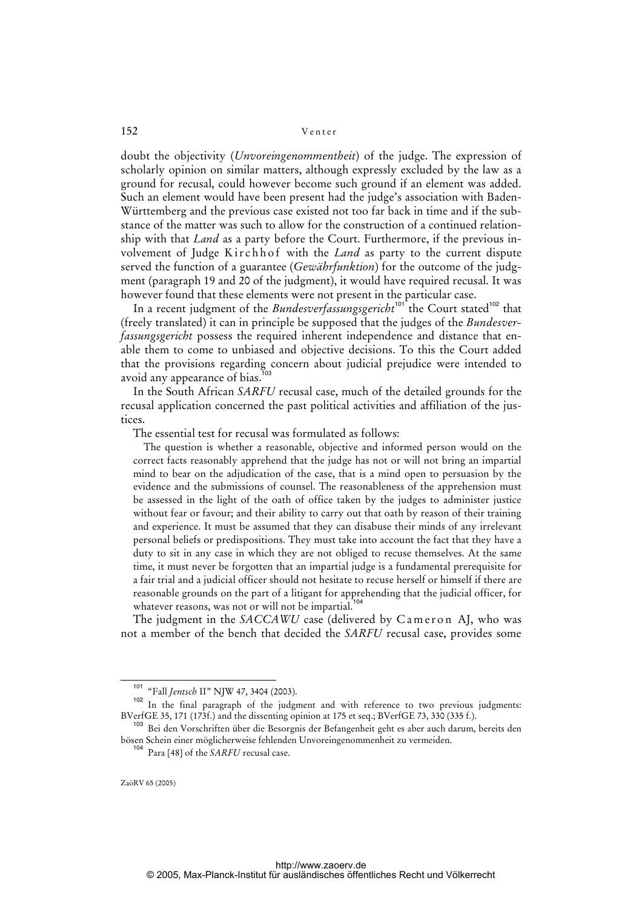doubt the objectivity (*Unvoreingenommentheit*) of the judge. The expression of scholarly opinion on similar matters, although expressly excluded by the law as a ground for recusal, could however become such ground if an element was added. Such an element would have been present had the judge's association with Baden-Württemberg and the previous case existed not too far back in time and if the substance of the matter was such to allow for the construction of a continued relationship with that *Land* as a party before the Court. Furthermore, if the previous involvement of Judge Kirchhof with the *Land* as party to the current dispute served the function of a guarantee (*Gewährfunktion*) for the outcome of the judgment (paragraph 19 and 20 of the judgment), it would have required recusal. It was however found that these elements were not present in the particular case.

In a recent judgment of the *Bundesverfassungsgericht*[101] the Court stated[102] that (freely translated) it can in principle be supposed that the judges of the *Bundesverfassungsgericht* possess the required inherent independence and distance that enable them to come to unbiased and objective decisions. To this the Court added that the provisions regarding concern about judicial prejudice were intended to avoid any appearance of bias.[103]

In the South African *SARFU* recusal case, much of the detailed grounds for the recusal application concerned the past political activities and affiliation of the justices.

The essential test for recusal was formulated as follows:

> The question is whether a reasonable, objective and informed person would on the correct facts reasonably apprehend that the judge has not or will not bring an impartial mind to bear on the adjudication of the case, that is a mind open to persuasion by the evidence and the submissions of counsel. The reasonableness of the apprehension must be assessed in the light of the oath of office taken by the judges to administer justice without fear or favour; and their ability to carry out that oath by reason of their training and experience. It must be assumed that they can disabuse their minds of any irrelevant personal beliefs or predispositions. They must take into account the fact that they have a duty to sit in any case in which they are not obliged to recuse themselves. At the same time, it must never be forgotten that an impartial judge is a fundamental prerequisite for a fair trial and a judicial officer should not hesitate to recuse herself or himself if there are reasonable grounds on the part of a litigant for apprehending that the judicial officer, for whatever reasons, was not or will not be impartial.[104]

The judgment in the *SACCAWU* case (delivered by Cameron AJ, who was not a member of the bench that decided the *SARFU* recusal case, provides some

---

[101] "Fall *Jentsch* II" NJW 47, 3404 (2003).

[102] In the final paragraph of the judgment and with reference to two previous judgments: BVerfGE 35, 171 (173f.) and the dissenting opinion at 175 et seq.; BVerfGE 73, 330 (335 f.).

[103] Bei den Vorschriften über die Besorgnis der Befangenheit geht es aber auch darum, bereits den bösen Schein einer möglicherweise fehlenden Unvoreingenommenheit zu vermeiden.

[104] Para [48] of the *SARFU* recusal case.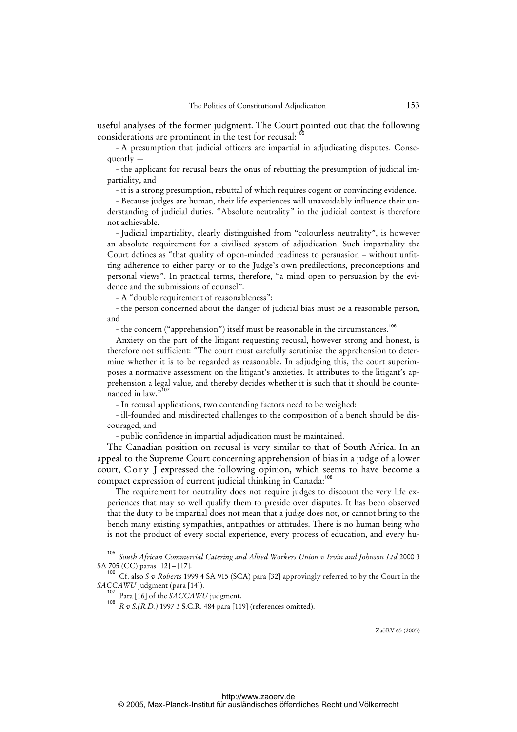useful analyses of the former judgment. The Court pointed out that the following considerations are prominent in the test for recusal:[105]

- A presumption that judicial officers are impartial in adjudicating disputes. Consequently —
  - the applicant for recusal bears the onus of rebutting the presumption of judicial impartiality, and
  - it is a strong presumption, rebuttal of which requires cogent or convincing evidence.
- Because judges are human, their life experiences will unavoidably influence their understanding of judicial duties. "Absolute neutrality" in the judicial context is therefore not achievable.
- Judicial impartiality, clearly distinguished from "colourless neutrality", is however an absolute requirement for a civilised system of adjudication. Such impartiality the Court defines as "that quality of open-minded readiness to persuasion – without unfitting adherence to either party or to the Judge's own predilections, preconceptions and personal views". In practical terms, therefore, "a mind open to persuasion by the evidence and the submissions of counsel".
- A "double requirement of reasonableness":
  - the person concerned about the danger of judicial bias must be a reasonable person, and
  - the concern ("apprehension") itself must be reasonable in the circumstances.[106]

  Anxiety on the part of the litigant requesting recusal, however strong and honest, is therefore not sufficient: "The court must carefully scrutinise the apprehension to determine whether it is to be regarded as reasonable. In adjudging this, the court superimposes a normative assessment on the litigant's anxieties. It attributes to the litigant's apprehension a legal value, and thereby decides whether it is such that it should be countenanced in law."[107]
- In recusal applications, two contending factors need to be weighed:
  - ill-founded and misdirected challenges to the composition of a bench should be discouraged, and
  - public confidence in impartial adjudication must be maintained.

The Canadian position on recusal is very similar to that of South Africa. In an appeal to the Supreme Court concerning apprehension of bias in a judge of a lower court, Cory J expressed the following opinion, which seems to have become a compact expression of current judicial thinking in Canada:[108]

> The requirement for neutrality does not require judges to discount the very life experiences that may so well qualify them to preside over disputes. It has been observed that the duty to be impartial does not mean that a judge does not, or cannot bring to the bench many existing sympathies, antipathies or attitudes. There is no human being who is not the product of every social experience, every process of education, and every hu-

---

[105] *South African Commercial Catering and Allied Workers Union v Irvin and Johnson Ltd* 2000 3 SA 705 (CC) paras [12] – [17].

[106] Cf. also *S v Roberts* 1999 4 SA 915 (SCA) para [32] approvingly referred to by the Court in the *SACCAWU* judgment (para [14]).

[107] Para [16] of the *SACCAWU* judgment.

[108] *R v S.(R.D.)* 1997 3 S.C.R. 484 para [119] (references omitted).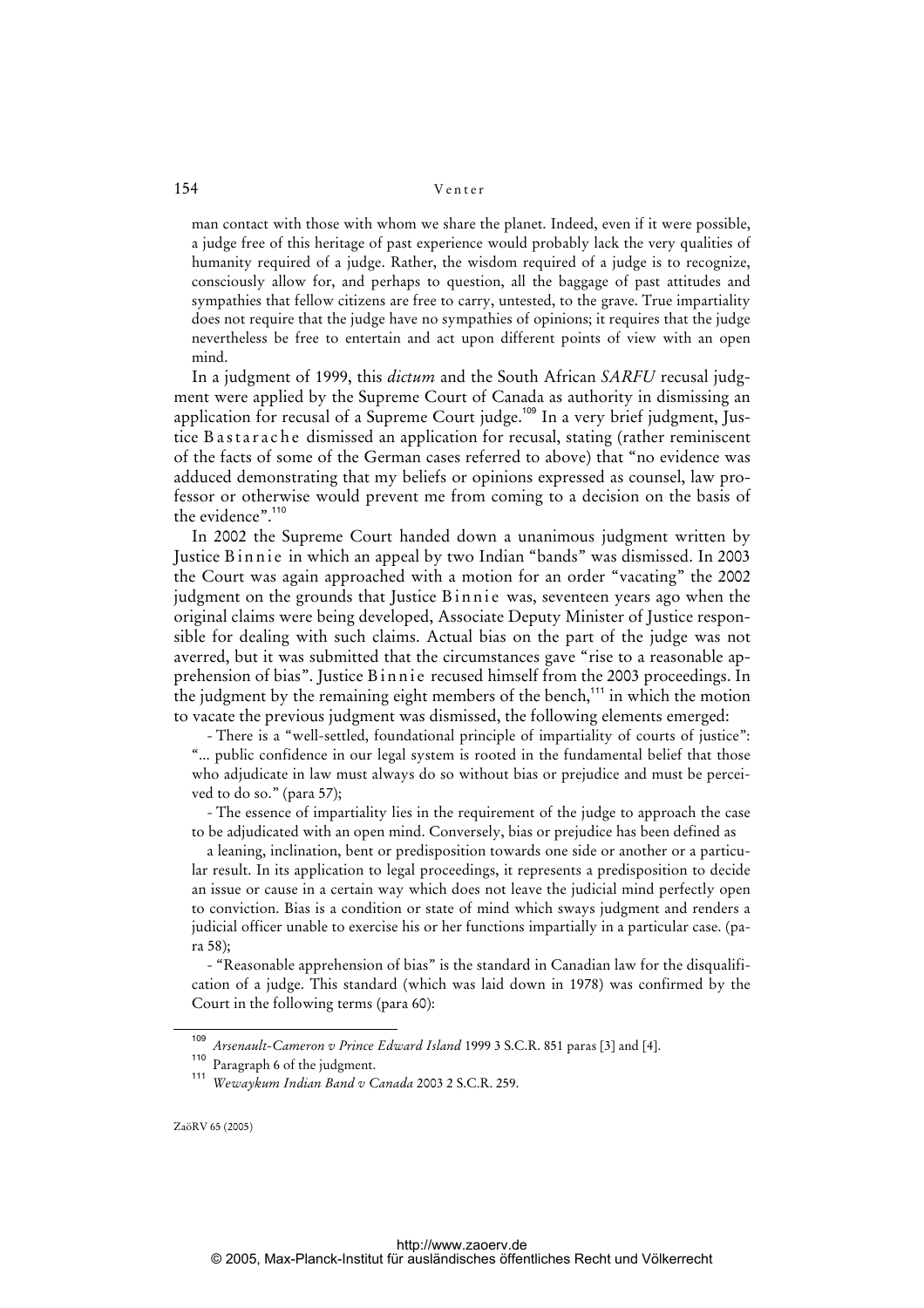man contact with those with whom we share the planet. Indeed, even if it were possible, a judge free of this heritage of past experience would probably lack the very qualities of humanity required of a judge. Rather, the wisdom required of a judge is to recognize, consciously allow for, and perhaps to question, all the baggage of past attitudes and sympathies that fellow citizens are free to carry, untested, to the grave. True impartiality does not require that the judge have no sympathies of opinions; it requires that the judge nevertheless be free to entertain and act upon different points of view with an open mind.

In a judgment of 1999, this *dictum* and the South African *SARFU* recusal judgment were applied by the Supreme Court of Canada as authority in dismissing an application for recusal of a Supreme Court judge.[109] In a very brief judgment, Justice Bastarache dismissed an application for recusal, stating (rather reminiscent of the facts of some of the German cases referred to above) that "no evidence was adduced demonstrating that my beliefs or opinions expressed as counsel, law professor or otherwise would prevent me from coming to a decision on the basis of the evidence".[110]

In 2002 the Supreme Court handed down a unanimous judgment written by Justice Binnie in which an appeal by two Indian "bands" was dismissed. In 2003 the Court was again approached with a motion for an order "vacating" the 2002 judgment on the grounds that Justice Binnie was, seventeen years ago when the original claims were being developed, Associate Deputy Minister of Justice responsible for dealing with such claims. Actual bias on the part of the judge was not averred, but it was submitted that the circumstances gave "rise to a reasonable apprehension of bias". Justice Binnie recused himself from the 2003 proceedings. In the judgment by the remaining eight members of the bench,[111] in which the motion to vacate the previous judgment was dismissed, the following elements emerged:

- There is a "well-settled, foundational principle of impartiality of courts of justice": "... public confidence in our legal system is rooted in the fundamental belief that those who adjudicate in law must always do so without bias or prejudice and must be perceived to do so." (para 57);

- The essence of impartiality lies in the requirement of the judge to approach the case to be adjudicated with an open mind. Conversely, bias or prejudice has been defined as

a leaning, inclination, bent or predisposition towards one side or another or a particular result. In its application to legal proceedings, it represents a predisposition to decide an issue or cause in a certain way which does not leave the judicial mind perfectly open to conviction. Bias is a condition or state of mind which sways judgment and renders a judicial officer unable to exercise his or her functions impartially in a particular case. (para 58);

- "Reasonable apprehension of bias" is the standard in Canadian law for the disqualification of a judge. This standard (which was laid down in 1978) was confirmed by the Court in the following terms (para 60):

---

[109] *Arsenault-Cameron v Prince Edward Island* 1999 3 S.C.R. 851 paras [3] and [4].

[110] Paragraph 6 of the judgment.

[111] *Wewaykum Indian Band v Canada* 2003 2 S.C.R. 259.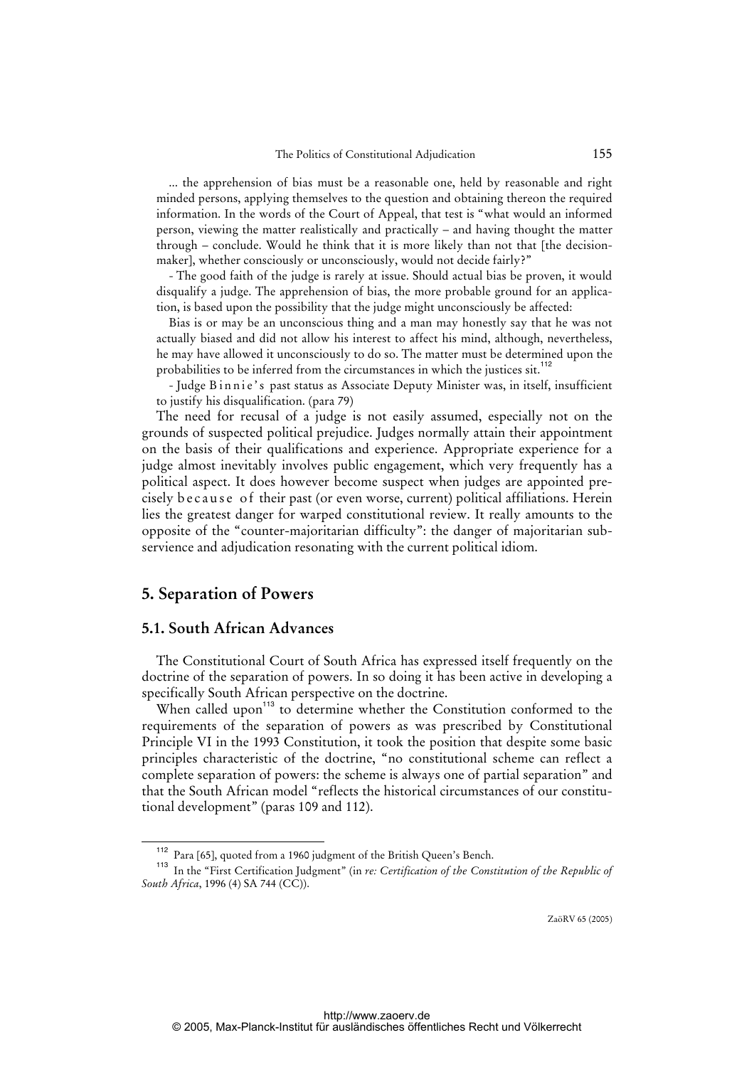... the apprehension of bias must be a reasonable one, held by reasonable and right minded persons, applying themselves to the question and obtaining thereon the required information. In the words of the Court of Appeal, that test is "what would an informed person, viewing the matter realistically and practically – and having thought the matter through – conclude. Would he think that it is more likely than not that [the decision-maker], whether consciously or unconsciously, would not decide fairly?"

- The good faith of the judge is rarely at issue. Should actual bias be proven, it would disqualify a judge. The apprehension of bias, the more probable ground for an application, is based upon the possibility that the judge might unconsciously be affected:

Bias is or may be an unconscious thing and a man may honestly say that he was not actually biased and did not allow his interest to affect his mind, although, nevertheless, he may have allowed it unconsciously to do so. The matter must be determined upon the probabilities to be inferred from the circumstances in which the justices sit.[112]

- Judge Binnie's past status as Associate Deputy Minister was, in itself, insufficient to justify his disqualification. (para 79)

The need for recusal of a judge is not easily assumed, especially not on the grounds of suspected political prejudice. Judges normally attain their appointment on the basis of their qualifications and experience. Appropriate experience for a judge almost inevitably involves public engagement, which very frequently has a political aspect. It does however become suspect when judges are appointed precisely because of their past (or even worse, current) political affiliations. Herein lies the greatest danger for warped constitutional review. It really amounts to the opposite of the "counter-majoritarian difficulty": the danger of majoritarian subservience and adjudication resonating with the current political idiom.

## 5. Separation of Powers

### 5.1. South African Advances

The Constitutional Court of South Africa has expressed itself frequently on the doctrine of the separation of powers. In so doing it has been active in developing a specifically South African perspective on the doctrine.

When called upon[113] to determine whether the Constitution conformed to the requirements of the separation of powers as was prescribed by Constitutional Principle VI in the 1993 Constitution, it took the position that despite some basic principles characteristic of the doctrine, "no constitutional scheme can reflect a complete separation of powers: the scheme is always one of partial separation" and that the South African model "reflects the historical circumstances of our constitutional development" (paras 109 and 112).

---

[112] Para [65], quoted from a 1960 judgment of the British Queen's Bench.

[113] In the "First Certification Judgment" (in *re: Certification of the Constitution of the Republic of South Africa*, 1996 (4) SA 744 (CC)).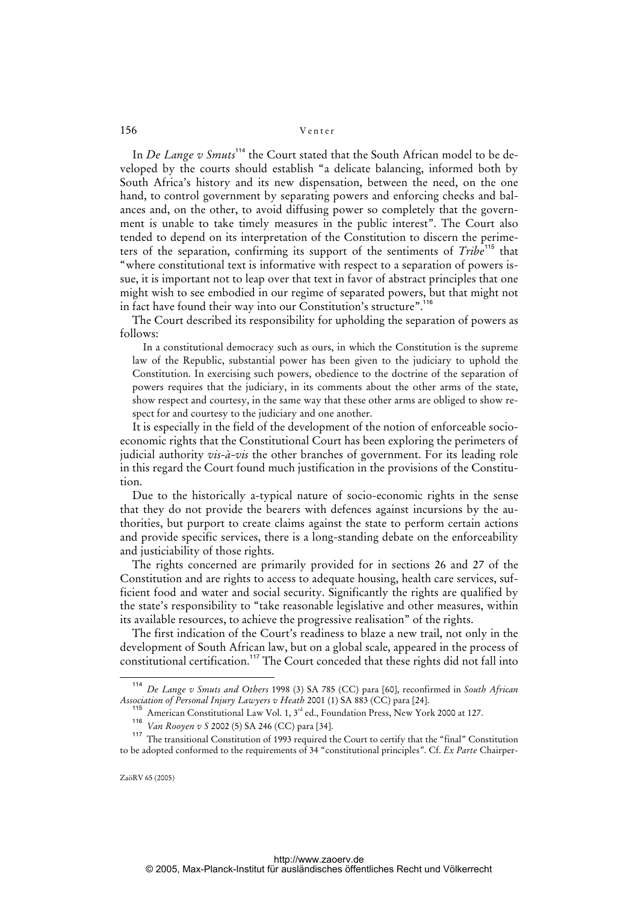In *De Lange v Smuts*[114] the Court stated that the South African model to be developed by the courts should establish "a delicate balancing, informed both by South Africa's history and its new dispensation, between the need, on the one hand, to control government by separating powers and enforcing checks and balances and, on the other, to avoid diffusing power so completely that the government is unable to take timely measures in the public interest". The Court also tended to depend on its interpretation of the Constitution to discern the perimeters of the separation, confirming its support of the sentiments of *Tribe*[115] that "where constitutional text is informative with respect to a separation of powers issue, it is important not to leap over that text in favor of abstract principles that one might wish to see embodied in our regime of separated powers, but that might not in fact have found their way into our Constitution's structure".[116]

The Court described its responsibility for upholding the separation of powers as follows:

> In a constitutional democracy such as ours, in which the Constitution is the supreme law of the Republic, substantial power has been given to the judiciary to uphold the Constitution. In exercising such powers, obedience to the doctrine of the separation of powers requires that the judiciary, in its comments about the other arms of the state, show respect and courtesy, in the same way that these other arms are obliged to show respect for and courtesy to the judiciary and one another.

It is especially in the field of the development of the notion of enforceable socio-economic rights that the Constitutional Court has been exploring the perimeters of judicial authority *vis-à-vis* the other branches of government. For its leading role in this regard the Court found much justification in the provisions of the Constitution.

Due to the historically a-typical nature of socio-economic rights in the sense that they do not provide the bearers with defences against incursions by the authorities, but purport to create claims against the state to perform certain actions and provide specific services, there is a long-standing debate on the enforceability and justiciability of those rights.

The rights concerned are primarily provided for in sections 26 and 27 of the Constitution and are rights to access to adequate housing, health care services, sufficient food and water and social security. Significantly the rights are qualified by the state's responsibility to "take reasonable legislative and other measures, within its available resources, to achieve the progressive realisation" of the rights.

The first indication of the Court's readiness to blaze a new trail, not only in the development of South African law, but on a global scale, appeared in the process of constitutional certification.[117] The Court conceded that these rights did not fall into

---

[114] *De Lange v Smuts and Others* 1998 (3) SA 785 (CC) para [60], reconfirmed in *South African Association of Personal Injury Lawyers v Heath* 2001 (1) SA 883 (CC) para [24].

[115] American Constitutional Law Vol. 1, 3rd ed., Foundation Press, New York 2000 at 127.

[116] *Van Rooyen v S* 2002 (5) SA 246 (CC) para [34].

[117] The transitional Constitution of 1993 required the Court to certify that the "final" Constitution to be adopted conformed to the requirements of 34 "constitutional principles". Cf. *Ex Parte* Chairper-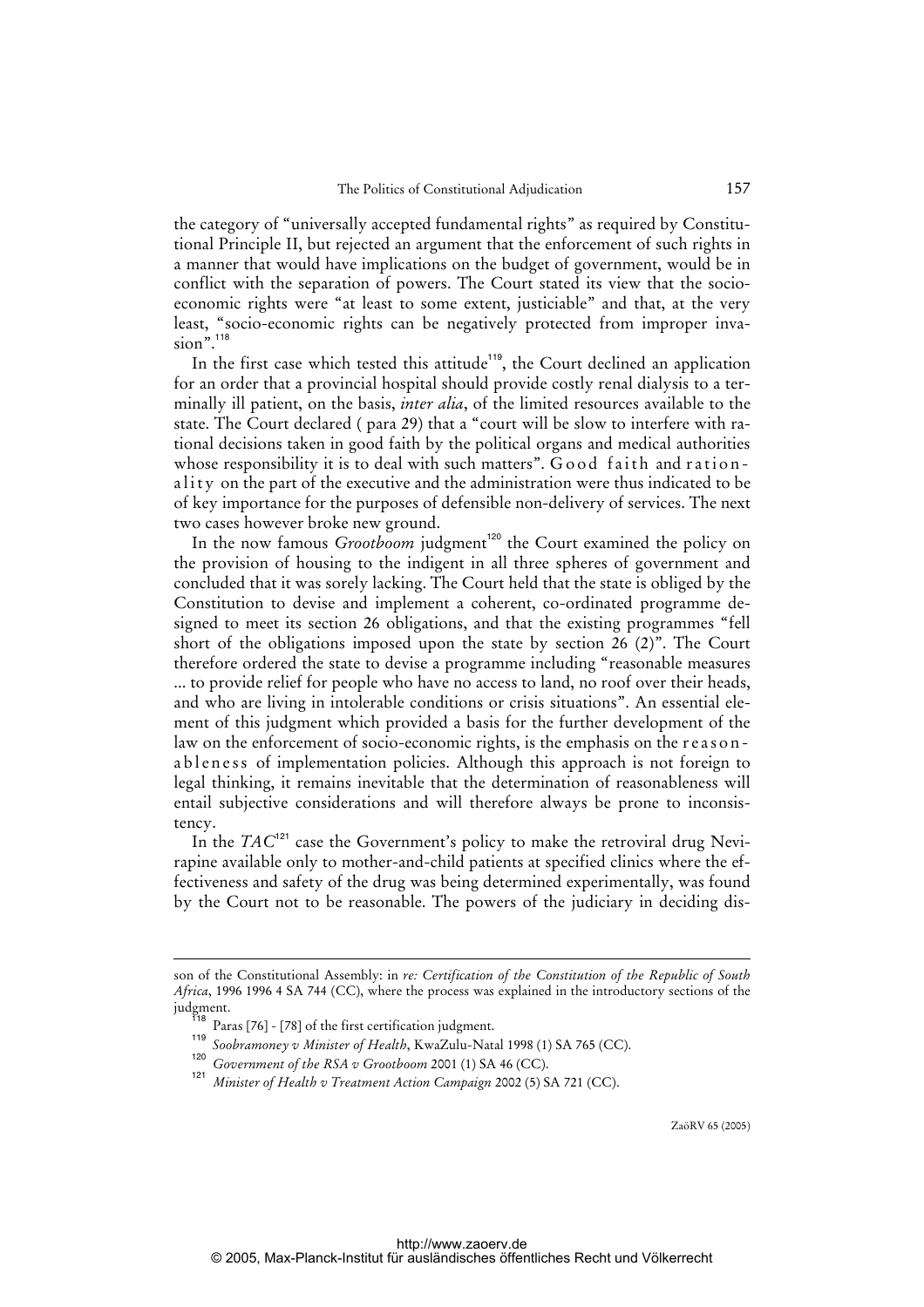the category of "universally accepted fundamental rights" as required by Constitutional Principle II, but rejected an argument that the enforcement of such rights in a manner that would have implications on the budget of government, would be in conflict with the separation of powers. The Court stated its view that the socio-economic rights were "at least to some extent, justiciable" and that, at the very least, "socio-economic rights can be negatively protected from improper invasion".[118]

In the first case which tested this attitude[119], the Court declined an application for an order that a provincial hospital should provide costly renal dialysis to a terminally ill patient, on the basis, *inter alia*, of the limited resources available to the state. The Court declared ( para 29) that a "court will be slow to interfere with rational decisions taken in good faith by the political organs and medical authorities whose responsibility it is to deal with such matters". Good faith and rationality on the part of the executive and the administration were thus indicated to be of key importance for the purposes of defensible non-delivery of services. The next two cases however broke new ground.

In the now famous *Grootboom* judgment[120] the Court examined the policy on the provision of housing to the indigent in all three spheres of government and concluded that it was sorely lacking. The Court held that the state is obliged by the Constitution to devise and implement a coherent, co-ordinated programme designed to meet its section 26 obligations, and that the existing programmes "fell short of the obligations imposed upon the state by section 26 (2)". The Court therefore ordered the state to devise a programme including "reasonable measures ... to provide relief for people who have no access to land, no roof over their heads, and who are living in intolerable conditions or crisis situations". An essential element of this judgment which provided a basis for the further development of the law on the enforcement of socio-economic rights, is the emphasis on the reasonableness of implementation policies. Although this approach is not foreign to legal thinking, it remains inevitable that the determination of reasonableness will entail subjective considerations and will therefore always be prone to inconsistency.

In the *TAC*[121] case the Government's policy to make the retroviral drug Nevirapine available only to mother-and-child patients at specified clinics where the effectiveness and safety of the drug was being determined experimentally, was found by the Court not to be reasonable. The powers of the judiciary in deciding dis-

---

son of the Constitutional Assembly: in *re: Certification of the Constitution of the Republic of South Africa*, 1996 1996 4 SA 744 (CC), where the process was explained in the introductory sections of the judgment.

[118] Paras [76] - [78] of the first certification judgment.

[119] *Soobramoney v Minister of Health*, KwaZulu-Natal 1998 (1) SA 765 (CC).

[120] *Government of the RSA v Grootboom* 2001 (1) SA 46 (CC).

[121] *Minister of Health v Treatment Action Campaign* 2002 (5) SA 721 (CC).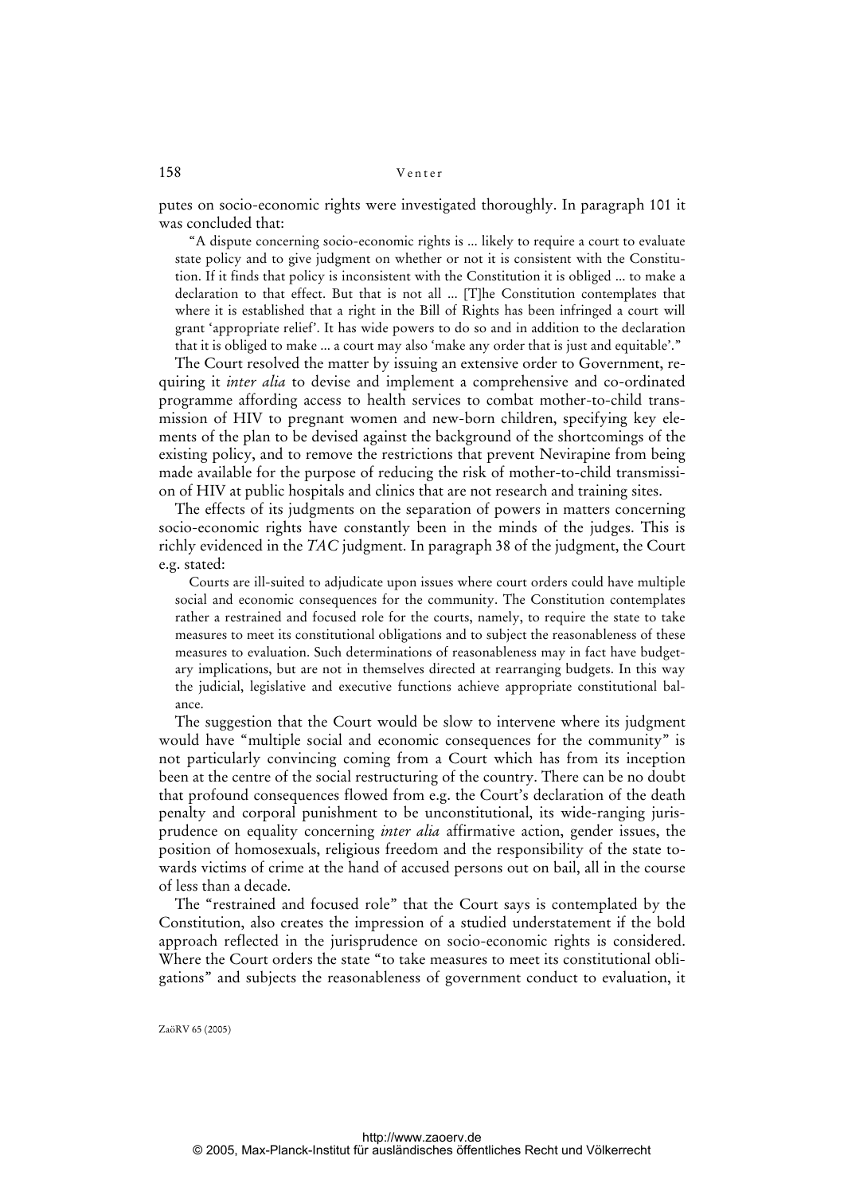putes on socio-economic rights were investigated thoroughly. In paragraph 101 it was concluded that:

> "A dispute concerning socio-economic rights is ... likely to require a court to evaluate state policy and to give judgment on whether or not it is consistent with the Constitution. If it finds that policy is inconsistent with the Constitution it is obliged ... to make a declaration to that effect. But that is not all ... [T]he Constitution contemplates that where it is established that a right in the Bill of Rights has been infringed a court will grant 'appropriate relief'. It has wide powers to do so and in addition to the declaration that it is obliged to make ... a court may also 'make any order that is just and equitable'."

The Court resolved the matter by issuing an extensive order to Government, requiring it *inter alia* to devise and implement a comprehensive and co-ordinated programme affording access to health services to combat mother-to-child transmission of HIV to pregnant women and new-born children, specifying key elements of the plan to be devised against the background of the shortcomings of the existing policy, and to remove the restrictions that prevent Nevirapine from being made available for the purpose of reducing the risk of mother-to-child transmission of HIV at public hospitals and clinics that are not research and training sites.

The effects of its judgments on the separation of powers in matters concerning socio-economic rights have constantly been in the minds of the judges. This is richly evidenced in the *TAC* judgment. In paragraph 38 of the judgment, the Court e.g. stated:

> Courts are ill-suited to adjudicate upon issues where court orders could have multiple social and economic consequences for the community. The Constitution contemplates rather a restrained and focused role for the courts, namely, to require the state to take measures to meet its constitutional obligations and to subject the reasonableness of these measures to evaluation. Such determinations of reasonableness may in fact have budgetary implications, but are not in themselves directed at rearranging budgets. In this way the judicial, legislative and executive functions achieve appropriate constitutional balance.

The suggestion that the Court would be slow to intervene where its judgment would have "multiple social and economic consequences for the community" is not particularly convincing coming from a Court which has from its inception been at the centre of the social restructuring of the country. There can be no doubt that profound consequences flowed from e.g. the Court's declaration of the death penalty and corporal punishment to be unconstitutional, its wide-ranging jurisprudence on equality concerning *inter alia* affirmative action, gender issues, the position of homosexuals, religious freedom and the responsibility of the state towards victims of crime at the hand of accused persons out on bail, all in the course of less than a decade.

The "restrained and focused role" that the Court says is contemplated by the Constitution, also creates the impression of a studied understatement if the bold approach reflected in the jurisprudence on socio-economic rights is considered. Where the Court orders the state "to take measures to meet its constitutional obligations" and subjects the reasonableness of government conduct to evaluation, it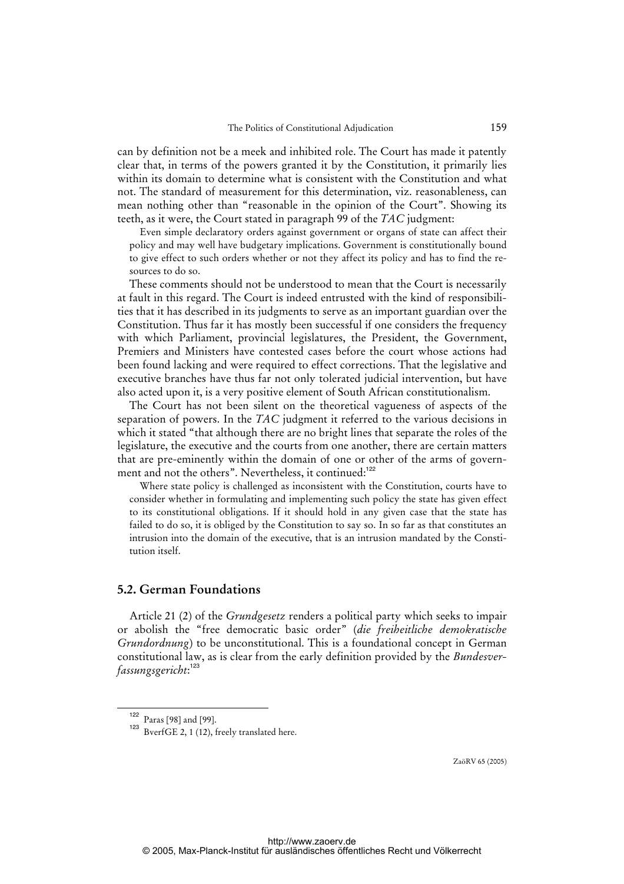can by definition not be a meek and inhibited role. The Court has made it patently clear that, in terms of the powers granted it by the Constitution, it primarily lies within its domain to determine what is consistent with the Constitution and what not. The standard of measurement for this determination, viz. reasonableness, can mean nothing other than "reasonable in the opinion of the Court". Showing its teeth, as it were, the Court stated in paragraph 99 of the *TAC* judgment:

> Even simple declaratory orders against government or organs of state can affect their policy and may well have budgetary implications. Government is constitutionally bound to give effect to such orders whether or not they affect its policy and has to find the resources to do so.

These comments should not be understood to mean that the Court is necessarily at fault in this regard. The Court is indeed entrusted with the kind of responsibilities that it has described in its judgments to serve as an important guardian over the Constitution. Thus far it has mostly been successful if one considers the frequency with which Parliament, provincial legislatures, the President, the Government, Premiers and Ministers have contested cases before the court whose actions had been found lacking and were required to effect corrections. That the legislative and executive branches have thus far not only tolerated judicial intervention, but have also acted upon it, is a very positive element of South African constitutionalism.

The Court has not been silent on the theoretical vagueness of aspects of the separation of powers. In the *TAC* judgment it referred to the various decisions in which it stated "that although there are no bright lines that separate the roles of the legislature, the executive and the courts from one another, there are certain matters that are pre-eminently within the domain of one or other of the arms of government and not the others". Nevertheless, it continued:[122]

> Where state policy is challenged as inconsistent with the Constitution, courts have to consider whether in formulating and implementing such policy the state has given effect to its constitutional obligations. If it should hold in any given case that the state has failed to do so, it is obliged by the Constitution to say so. In so far as that constitutes an intrusion into the domain of the executive, that is an intrusion mandated by the Constitution itself.

## 5.2. German Foundations

Article 21 (2) of the *Grundgesetz* renders a political party which seeks to impair or abolish the "free democratic basic order" (*die freiheitliche demokratische Grundordnung*) to be unconstitutional. This is a foundational concept in German constitutional law, as is clear from the early definition provided by the *Bundesverfassungsgericht*:[123]

---

[122] Paras [98] and [99].

[123] BverfGE 2, 1 (12), freely translated here.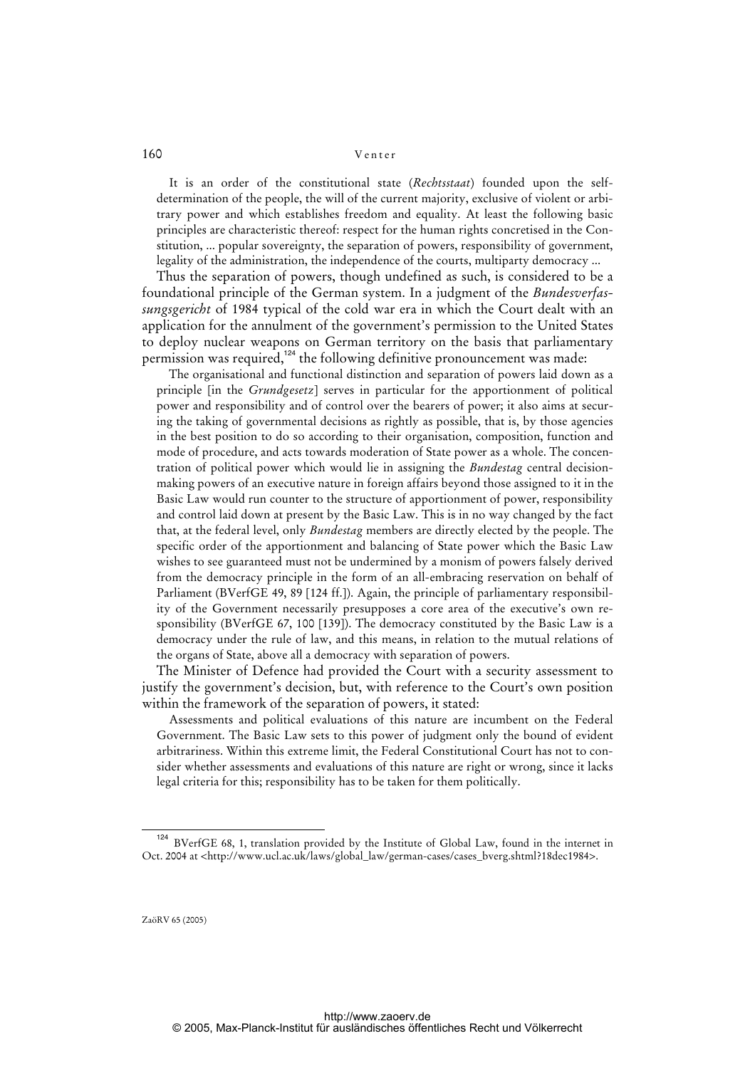> It is an order of the constitutional state (*Rechtsstaat*) founded upon the self-determination of the people, the will of the current majority, exclusive of violent or arbitrary power and which establishes freedom and equality. At least the following basic principles are characteristic thereof: respect for the human rights concretised in the Constitution, ... popular sovereignty, the separation of powers, responsibility of government, legality of the administration, the independence of the courts, multiparty democracy ...

Thus the separation of powers, though undefined as such, is considered to be a foundational principle of the German system. In a judgment of the *Bundesverfassungsgericht* of 1984 typical of the cold war era in which the Court dealt with an application for the annulment of the government's permission to the United States to deploy nuclear weapons on German territory on the basis that parliamentary permission was required,[124] the following definitive pronouncement was made:

> The organisational and functional distinction and separation of powers laid down as a principle [in the *Grundgesetz*] serves in particular for the apportionment of political power and responsibility and of control over the bearers of power; it also aims at securing the taking of governmental decisions as rightly as possible, that is, by those agencies in the best position to do so according to their organisation, composition, function and mode of procedure, and acts towards moderation of State power as a whole. The concentration of political power which would lie in assigning the *Bundestag* central decision-making powers of an executive nature in foreign affairs beyond those assigned to it in the Basic Law would run counter to the structure of apportionment of power, responsibility and control laid down at present by the Basic Law. This is in no way changed by the fact that, at the federal level, only *Bundestag* members are directly elected by the people. The specific order of the apportionment and balancing of State power which the Basic Law wishes to see guaranteed must not be undermined by a monism of powers falsely derived from the democracy principle in the form of an all-embracing reservation on behalf of Parliament (BVerfGE 49, 89 [124 ff.]). Again, the principle of parliamentary responsibility of the Government necessarily presupposes a core area of the executive's own responsibility (BVerfGE 67, 100 [139]). The democracy constituted by the Basic Law is a democracy under the rule of law, and this means, in relation to the mutual relations of the organs of State, above all a democracy with separation of powers.

The Minister of Defence had provided the Court with a security assessment to justify the government's decision, but, with reference to the Court's own position within the framework of the separation of powers, it stated:

> Assessments and political evaluations of this nature are incumbent on the Federal Government. The Basic Law sets to this power of judgment only the bound of evident arbitrariness. Within this extreme limit, the Federal Constitutional Court has not to consider whether assessments and evaluations of this nature are right or wrong, since it lacks legal criteria for this; responsibility has to be taken for them politically.

---

[124] BVerfGE 68, 1, translation provided by the Institute of Global Law, found in the internet in Oct. 2004 at <http://www.ucl.ac.uk/laws/global_law/german-cases/cases_bverg.shtml?18dec1984>.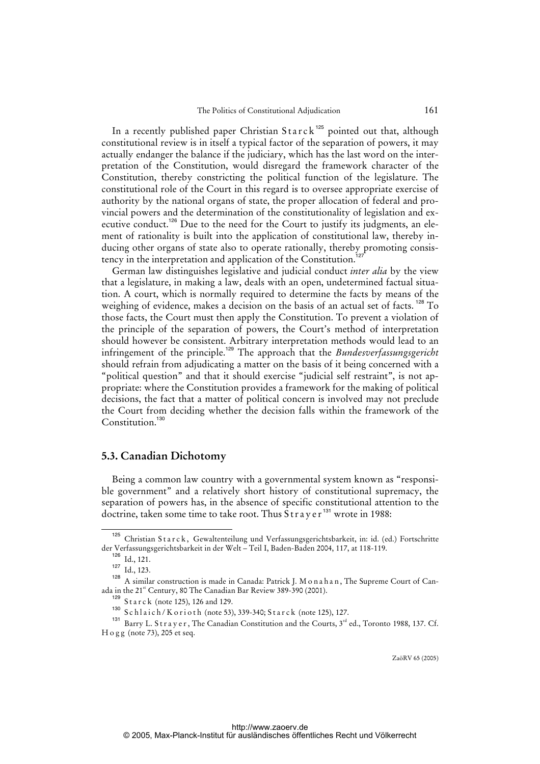In a recently published paper Christian Starck[125] pointed out that, although constitutional review is in itself a typical factor of the separation of powers, it may actually endanger the balance if the judiciary, which has the last word on the interpretation of the Constitution, would disregard the framework character of the Constitution, thereby constricting the political function of the legislature. The constitutional role of the Court in this regard is to oversee appropriate exercise of authority by the national organs of state, the proper allocation of federal and provincial powers and the determination of the constitutionality of legislation and executive conduct.[126] Due to the need for the Court to justify its judgments, an element of rationality is built into the application of constitutional law, thereby inducing other organs of state also to operate rationally, thereby promoting consistency in the interpretation and application of the Constitution.[127]

German law distinguishes legislative and judicial conduct *inter alia* by the view that a legislature, in making a law, deals with an open, undetermined factual situation. A court, which is normally required to determine the facts by means of the weighing of evidence, makes a decision on the basis of an actual set of facts.[128] To those facts, the Court must then apply the Constitution. To prevent a violation of the principle of the separation of powers, the Court's method of interpretation should however be consistent. Arbitrary interpretation methods would lead to an infringement of the principle.[129] The approach that the *Bundesverfassungsgericht* should refrain from adjudicating a matter on the basis of it being concerned with a "political question" and that it should exercise "judicial self restraint", is not appropriate: where the Constitution provides a framework for the making of political decisions, the fact that a matter of political concern is involved may not preclude the Court from deciding whether the decision falls within the framework of the Constitution.[130]

## 5.3. Canadian Dichotomy

Being a common law country with a governmental system known as "responsible government" and a relatively short history of constitutional supremacy, the separation of powers has, in the absence of specific constitutional attention to the doctrine, taken some time to take root. Thus Strayer[131] wrote in 1988:

---

[125] Christian Starck, Gewaltenteilung und Verfassungsgerichtsbarkeit, in: id. (ed.) Fortschritte der Verfassungsgerichtsbarkeit in der Welt – Teil I, Baden-Baden 2004, 117, at 118-119.

[126] Id., 121.

[127] Id., 123.

[128] A similar construction is made in Canada: Patrick J. Monahan, The Supreme Court of Canada in the 21st Century, 80 The Canadian Bar Review 389-390 (2001).

[129] Starck (note 125), 126 and 129.

[130] Schlaich/Korioth (note 53), 339-340; Starck (note 125), 127.

[131] Barry L. Strayer, The Canadian Constitution and the Courts, 3rd ed., Toronto 1988, 137. Cf. Hogg (note 73), 205 et seq.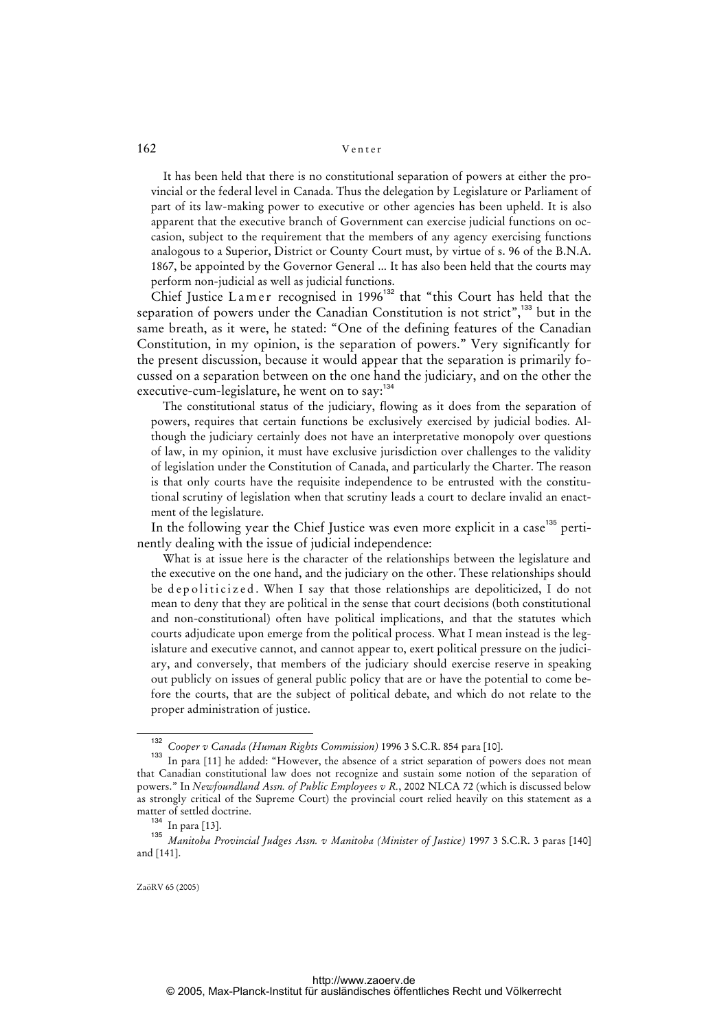> It has been held that there is no constitutional separation of powers at either the provincial or the federal level in Canada. Thus the delegation by Legislature or Parliament of part of its law-making power to executive or other agencies has been upheld. It is also apparent that the executive branch of Government can exercise judicial functions on occasion, subject to the requirement that the members of any agency exercising functions analogous to a Superior, District or County Court must, by virtue of s. 96 of the B.N.A. 1867, be appointed by the Governor General ... It has also been held that the courts may perform non-judicial as well as judicial functions.

Chief Justice Lamer recognised in 1996[132] that "this Court has held that the separation of powers under the Canadian Constitution is not strict",[133] but in the same breath, as it were, he stated: "One of the defining features of the Canadian Constitution, in my opinion, is the separation of powers." Very significantly for the present discussion, because it would appear that the separation is primarily focussed on a separation between on the one hand the judiciary, and on the other the executive-cum-legislature, he went on to say:[134]

> The constitutional status of the judiciary, flowing as it does from the separation of powers, requires that certain functions be exclusively exercised by judicial bodies. Although the judiciary certainly does not have an interpretative monopoly over questions of law, in my opinion, it must have exclusive jurisdiction over challenges to the validity of legislation under the Constitution of Canada, and particularly the Charter. The reason is that only courts have the requisite independence to be entrusted with the constitutional scrutiny of legislation when that scrutiny leads a court to declare invalid an enactment of the legislature.

In the following year the Chief Justice was even more explicit in a case[135] pertinently dealing with the issue of judicial independence:

> What is at issue here is the character of the relationships between the legislature and the executive on the one hand, and the judiciary on the other. These relationships should be depoliticized. When I say that those relationships are depoliticized, I do not mean to deny that they are political in the sense that court decisions (both constitutional and non-constitutional) often have political implications, and that the statutes which courts adjudicate upon emerge from the political process. What I mean instead is the legislature and executive cannot, and cannot appear to, exert political pressure on the judiciary, and conversely, that members of the judiciary should exercise reserve in speaking out publicly on issues of general public policy that are or have the potential to come before the courts, that are the subject of political debate, and which do not relate to the proper administration of justice.

---

[132] *Cooper v Canada (Human Rights Commission)* 1996 3 S.C.R. 854 para [10].

[133] In para [11] he added: "However, the absence of a strict separation of powers does not mean that Canadian constitutional law does not recognize and sustain some notion of the separation of powers." In *Newfoundland Assn. of Public Employees v R.*, 2002 NLCA 72 (which is discussed below as strongly critical of the Supreme Court) the provincial court relied heavily on this statement as a matter of settled doctrine.

[134] In para [13].

[135] *Manitoba Provincial Judges Assn. v Manitoba (Minister of Justice)* 1997 3 S.C.R. 3 paras [140] and [141].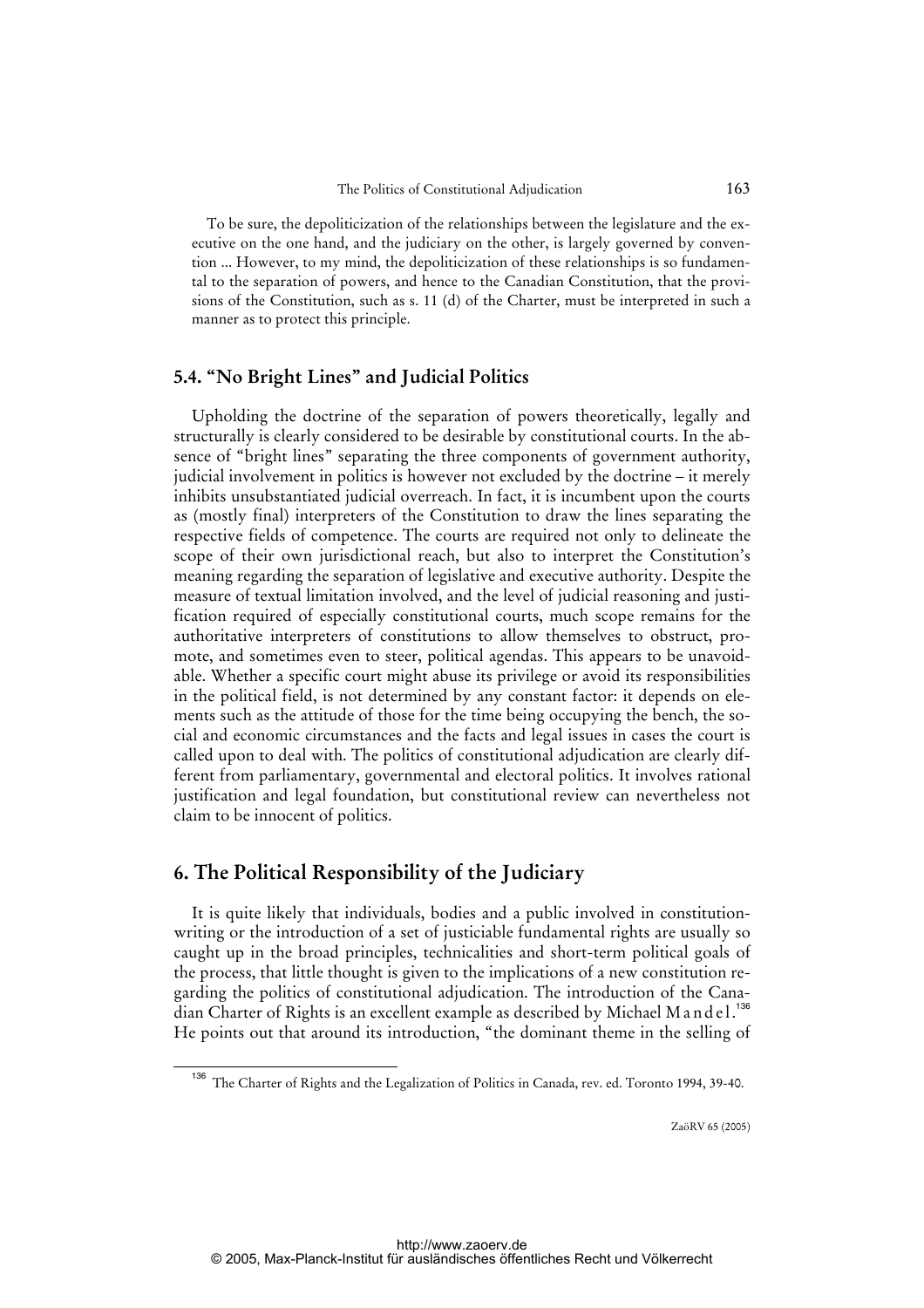To be sure, the depoliticization of the relationships between the legislature and the executive on the one hand, and the judiciary on the other, is largely governed by convention ... However, to my mind, the depoliticization of these relationships is so fundamental to the separation of powers, and hence to the Canadian Constitution, that the provisions of the Constitution, such as s. 11 (d) of the Charter, must be interpreted in such a manner as to protect this principle.

### 5.4. "No Bright Lines" and Judicial Politics

Upholding the doctrine of the separation of powers theoretically, legally and structurally is clearly considered to be desirable by constitutional courts. In the absence of "bright lines" separating the three components of government authority, judicial involvement in politics is however not excluded by the doctrine – it merely inhibits unsubstantiated judicial overreach. In fact, it is incumbent upon the courts as (mostly final) interpreters of the Constitution to draw the lines separating the respective fields of competence. The courts are required not only to delineate the scope of their own jurisdictional reach, but also to interpret the Constitution's meaning regarding the separation of legislative and executive authority. Despite the measure of textual limitation involved, and the level of judicial reasoning and justification required of especially constitutional courts, much scope remains for the authoritative interpreters of constitutions to allow themselves to obstruct, promote, and sometimes even to steer, political agendas. This appears to be unavoidable. Whether a specific court might abuse its privilege or avoid its responsibilities in the political field, is not determined by any constant factor: it depends on elements such as the attitude of those for the time being occupying the bench, the social and economic circumstances and the facts and legal issues in cases the court is called upon to deal with. The politics of constitutional adjudication are clearly different from parliamentary, governmental and electoral politics. It involves rational justification and legal foundation, but constitutional review can nevertheless not claim to be innocent of politics.

## 6. The Political Responsibility of the Judiciary

It is quite likely that individuals, bodies and a public involved in constitution-writing or the introduction of a set of justiciable fundamental rights are usually so caught up in the broad principles, technicalities and short-term political goals of the process, that little thought is given to the implications of a new constitution regarding the politics of constitutional adjudication. The introduction of the Canadian Charter of Rights is an excellent example as described by Michael Mandel.[136] He points out that around its introduction, "the dominant theme in the selling of

---

[136] The Charter of Rights and the Legalization of Politics in Canada, rev. ed. Toronto 1994, 39-40.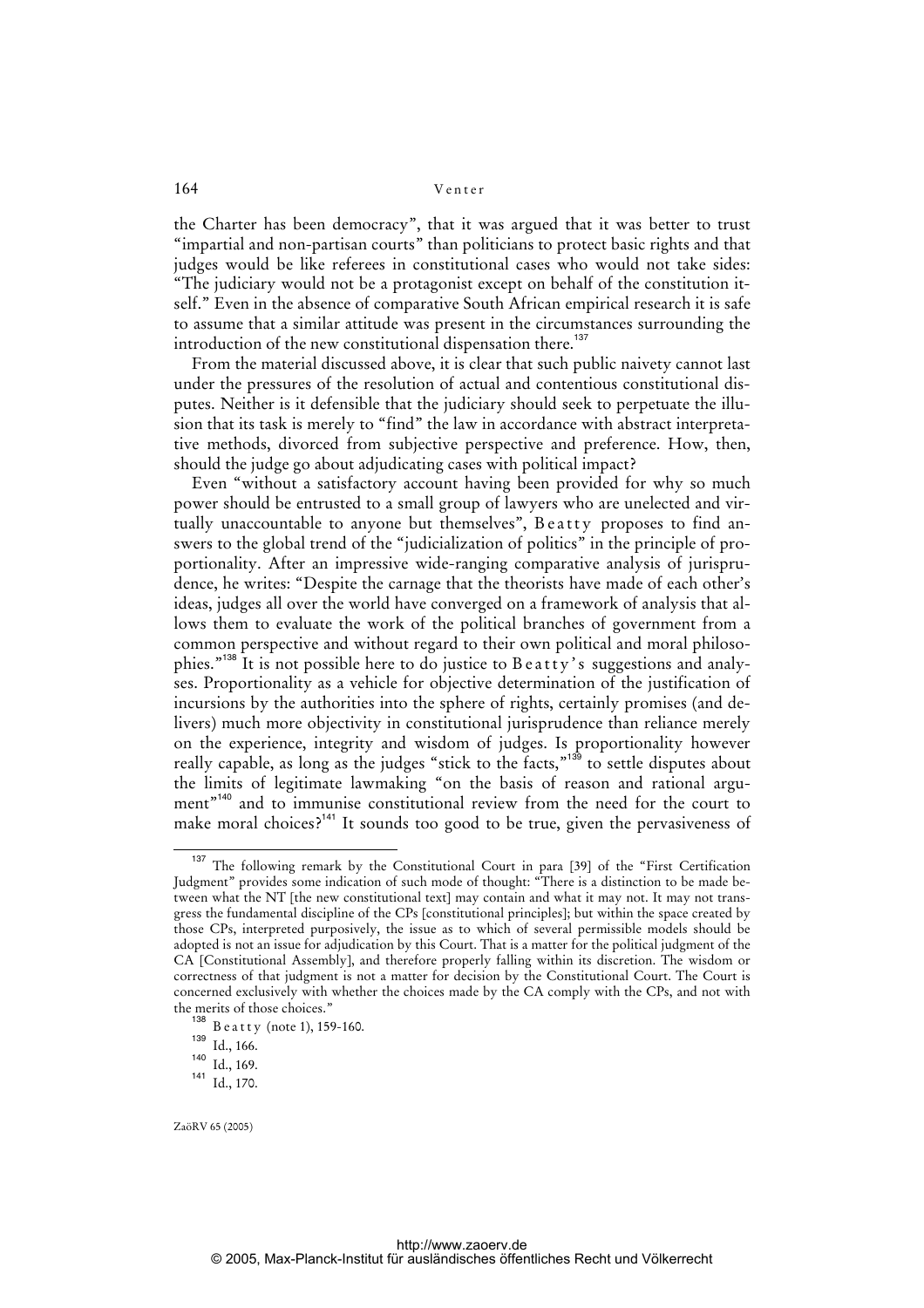the Charter has been democracy", that it was argued that it was better to trust "impartial and non-partisan courts" than politicians to protect basic rights and that judges would be like referees in constitutional cases who would not take sides: "The judiciary would not be a protagonist except on behalf of the constitution itself." Even in the absence of comparative South African empirical research it is safe to assume that a similar attitude was present in the circumstances surrounding the introduction of the new constitutional dispensation there.[137]

From the material discussed above, it is clear that such public naivety cannot last under the pressures of the resolution of actual and contentious constitutional disputes. Neither is it defensible that the judiciary should seek to perpetuate the illusion that its task is merely to "find" the law in accordance with abstract interpretative methods, divorced from subjective perspective and preference. How, then, should the judge go about adjudicating cases with political impact?

Even "without a satisfactory account having been provided for why so much power should be entrusted to a small group of lawyers who are unelected and virtually unaccountable to anyone but themselves", Beatty proposes to find answers to the global trend of the "judicialization of politics" in the principle of proportionality. After an impressive wide-ranging comparative analysis of jurisprudence, he writes: "Despite the carnage that the theorists have made of each other's ideas, judges all over the world have converged on a framework of analysis that allows them to evaluate the work of the political branches of government from a common perspective and without regard to their own political and moral philosophies."[138] It is not possible here to do justice to Beatty's suggestions and analyses. Proportionality as a vehicle for objective determination of the justification of incursions by the authorities into the sphere of rights, certainly promises (and delivers) much more objectivity in constitutional jurisprudence than reliance merely on the experience, integrity and wisdom of judges. Is proportionality however really capable, as long as the judges "stick to the facts,"[139] to settle disputes about the limits of legitimate lawmaking "on the basis of reason and rational argument"[140] and to immunise constitutional review from the need for the court to make moral choices?[141] It sounds too good to be true, given the pervasiveness of

---

[137] The following remark by the Constitutional Court in para [39] of the "First Certification Judgment" provides some indication of such mode of thought: "There is a distinction to be made between what the NT [the new constitutional text] may contain and what it may not. It may not transgress the fundamental discipline of the CPs [constitutional principles]; but within the space created by those CPs, interpreted purposively, the issue as to which of several permissible models should be adopted is not an issue for adjudication by this Court. That is a matter for the political judgment of the CA [Constitutional Assembly], and therefore properly falling within its discretion. The wisdom or correctness of that judgment is not a matter for decision by the Constitutional Court. The Court is concerned exclusively with whether the choices made by the CA comply with the CPs, and not with the merits of those choices."

[138] Beatty (note 1), 159-160.

[139] Id., 166.

[140] Id., 169.

[141] Id., 170.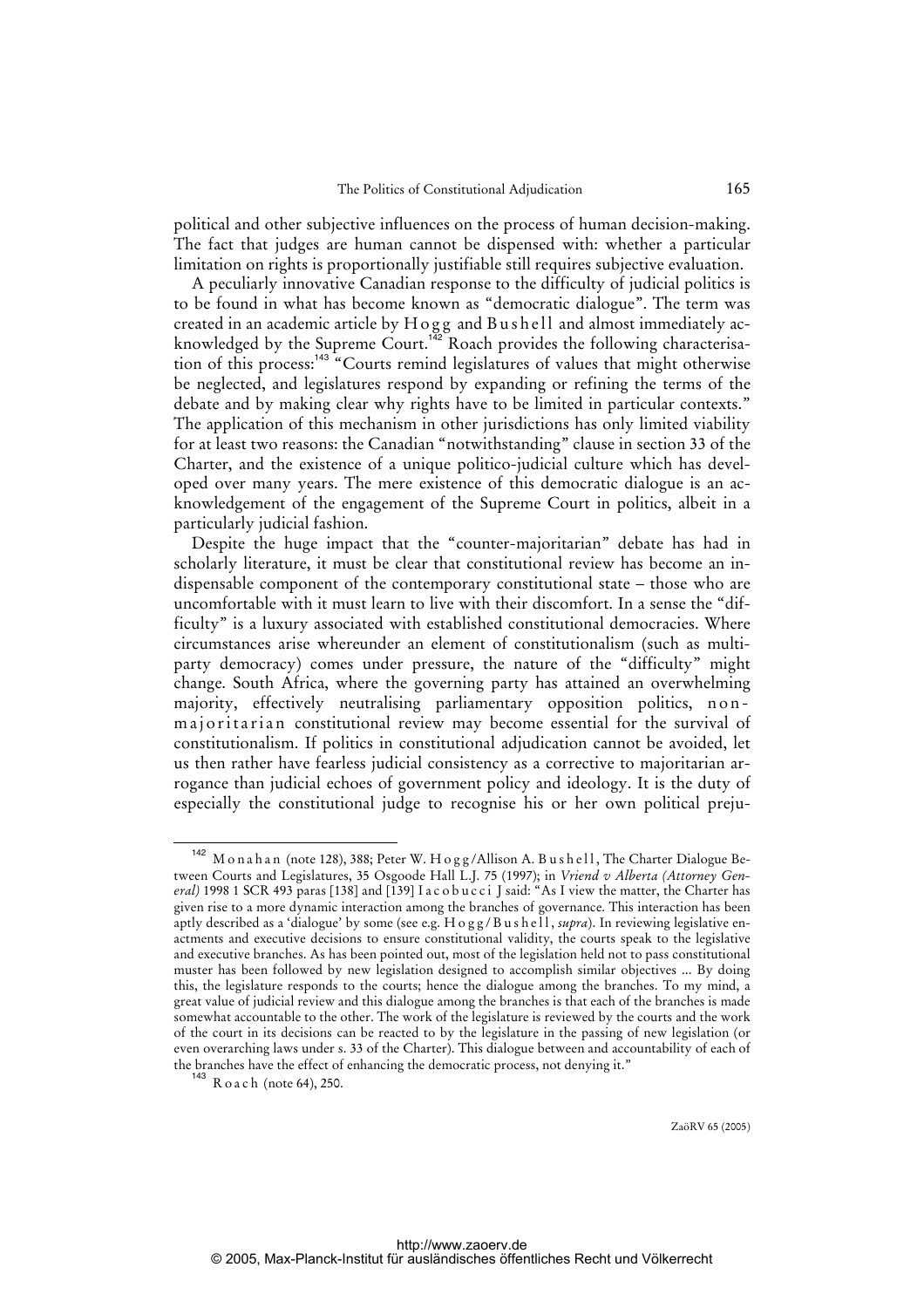political and other subjective influences on the process of human decision-making. The fact that judges are human cannot be dispensed with: whether a particular limitation on rights is proportionally justifiable still requires subjective evaluation.

A peculiarly innovative Canadian response to the difficulty of judicial politics is to be found in what has become known as "democratic dialogue". The term was created in an academic article by Hogg and Bushell and almost immediately acknowledged by the Supreme Court.[142] Roach provides the following characterisation of this process:[143] "Courts remind legislatures of values that might otherwise be neglected, and legislatures respond by expanding or refining the terms of the debate and by making clear why rights have to be limited in particular contexts." The application of this mechanism in other jurisdictions has only limited viability for at least two reasons: the Canadian "notwithstanding" clause in section 33 of the Charter, and the existence of a unique politico-judicial culture which has developed over many years. The mere existence of this democratic dialogue is an acknowledgement of the engagement of the Supreme Court in politics, albeit in a particularly judicial fashion.

Despite the huge impact that the "counter-majoritarian" debate has had in scholarly literature, it must be clear that constitutional review has become an indispensable component of the contemporary constitutional state – those who are uncomfortable with it must learn to live with their discomfort. In a sense the "difficulty" is a luxury associated with established constitutional democracies. Where circumstances arise whereunder an element of constitutionalism (such as multiparty democracy) comes under pressure, the nature of the "difficulty" might change. South Africa, where the governing party has attained an overwhelming majority, effectively neutralising parliamentary opposition politics, non-majoritarian constitutional review may become essential for the survival of constitutionalism. If politics in constitutional adjudication cannot be avoided, let us then rather have fearless judicial consistency as a corrective to majoritarian arrogance than judicial echoes of government policy and ideology. It is the duty of especially the constitutional judge to recognise his or her own political preju-

---

[142] Monahan (note 128), 388; Peter W. Hogg/Allison A. Bushell, The Charter Dialogue Between Courts and Legislatures, 35 Osgoode Hall L.J. 75 (1997); in *Vriend v Alberta (Attorney General)* 1998 1 SCR 493 paras [138] and [139] Iacobucci J said: "As I view the matter, the Charter has given rise to a more dynamic interaction among the branches of governance. This interaction has been aptly described as a 'dialogue' by some (see e.g. Hogg/Bushell, *supra*). In reviewing legislative enactments and executive decisions to ensure constitutional validity, the courts speak to the legislative and executive branches. As has been pointed out, most of the legislation held not to pass constitutional muster has been followed by new legislation designed to accomplish similar objectives ... By doing this, the legislature responds to the courts; hence the dialogue among the branches. To my mind, a great value of judicial review and this dialogue among the branches is that each of the branches is made somewhat accountable to the other. The work of the legislature is reviewed by the courts and the work of the court in its decisions can be reacted to by the legislature in the passing of new legislation (or even overarching laws under s. 33 of the Charter). This dialogue between and accountability of each of the branches have the effect of enhancing the democratic process, not denying it."

[143] Roach (note 64), 250.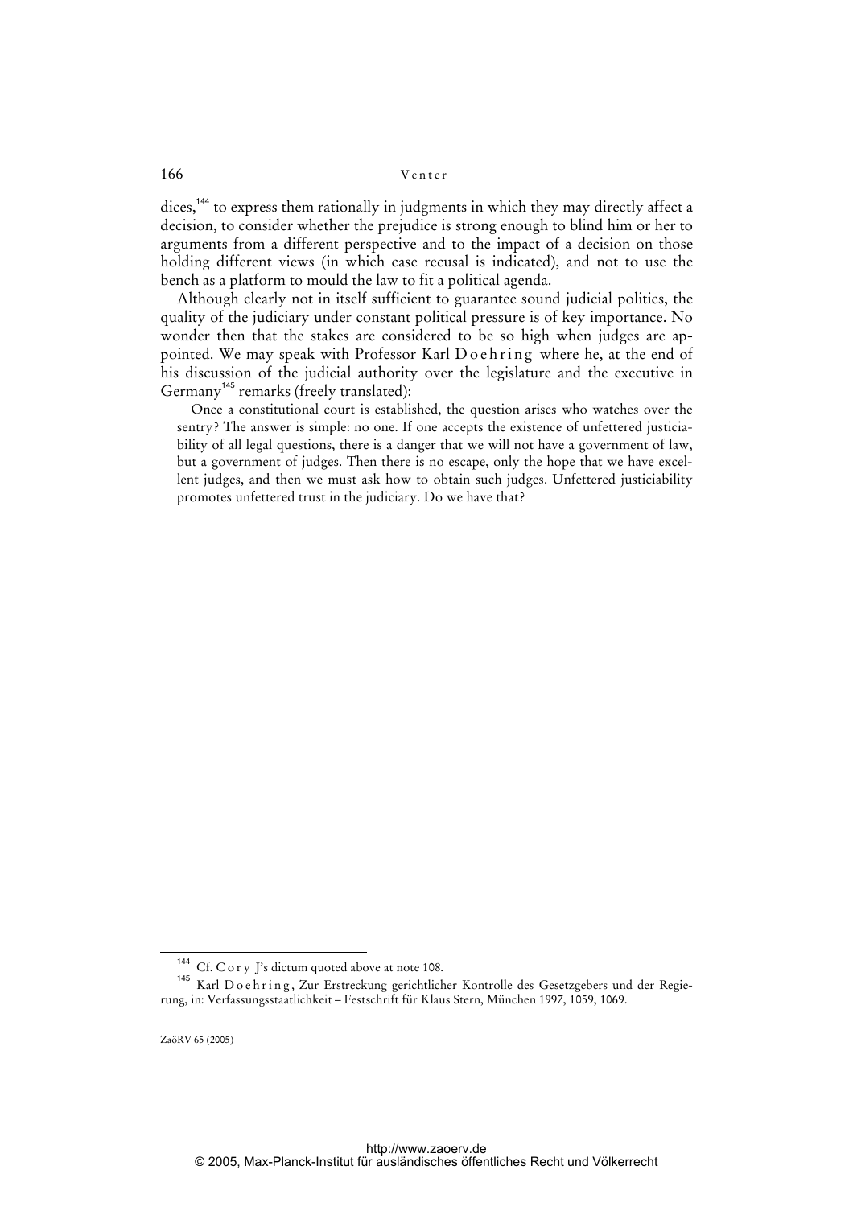dices,[144] to express them rationally in judgments in which they may directly affect a decision, to consider whether the prejudice is strong enough to blind him or her to arguments from a different perspective and to the impact of a decision on those holding different views (in which case recusal is indicated), and not to use the bench as a platform to mould the law to fit a political agenda.

Although clearly not in itself sufficient to guarantee sound judicial politics, the quality of the judiciary under constant political pressure is of key importance. No wonder then that the stakes are considered to be so high when judges are appointed. We may speak with Professor Karl Doehring where he, at the end of his discussion of the judicial authority over the legislature and the executive in Germany[145] remarks (freely translated):

> Once a constitutional court is established, the question arises who watches over the sentry? The answer is simple: no one. If one accepts the existence of unfettered justiciability of all legal questions, there is a danger that we will not have a government of law, but a government of judges. Then there is no escape, only the hope that we have excellent judges, and then we must ask how to obtain such judges. Unfettered justiciability promotes unfettered trust in the judiciary. Do we have that?

---

[144] Cf. Cory J's dictum quoted above at note 108.

[145] Karl Doehring, Zur Erstreckung gerichtlicher Kontrolle des Gesetzgebers und der Regierung, in: Verfassungsstaatlichkeit – Festschrift für Klaus Stern, München 1997, 1059, 1069.